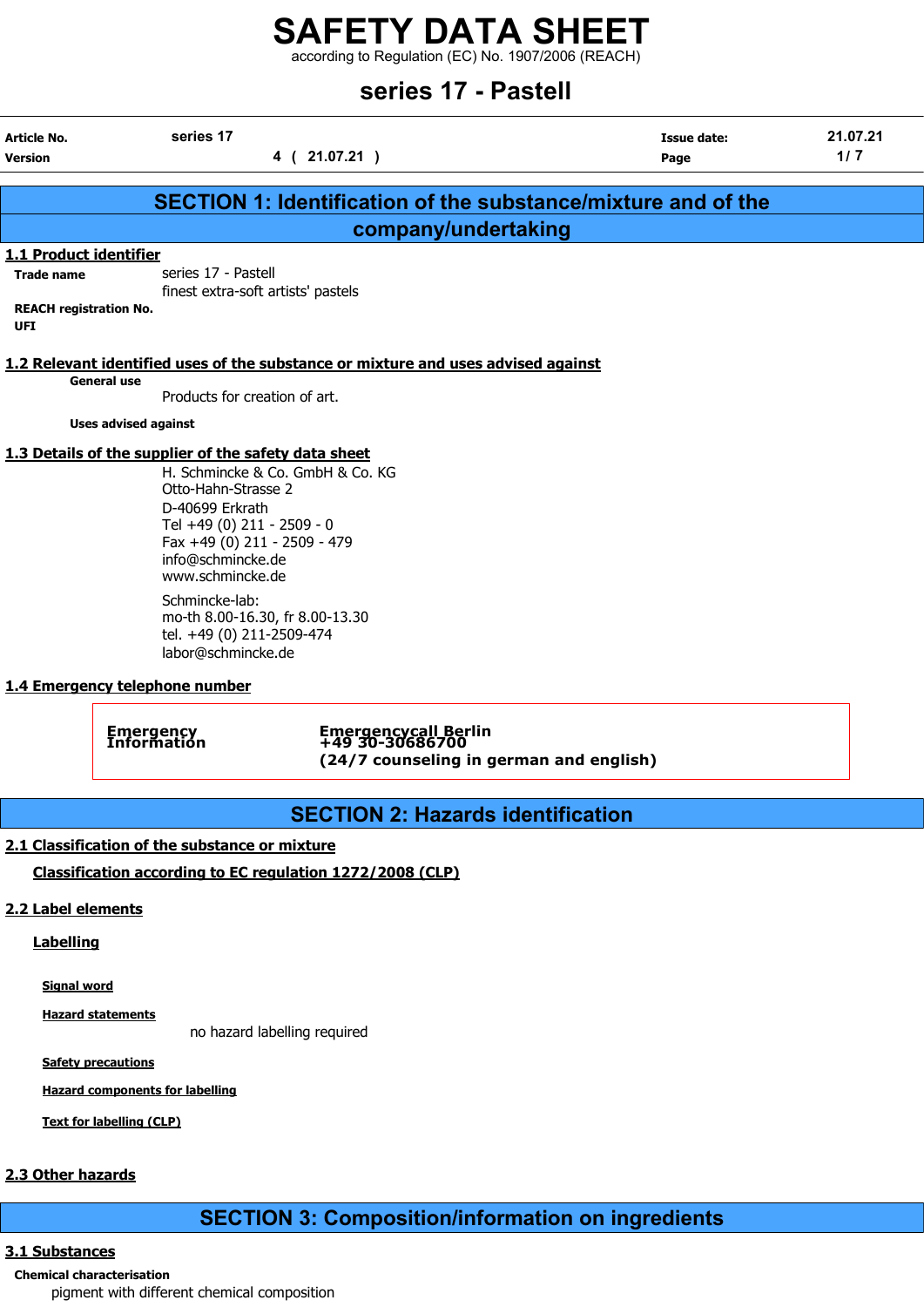# SAFETY DATA SHEET

according to Regulation (EC) No. 1907/2006 (REACH)

## series 17 - Pastell

| Article No. | series 17 | Issue date: | 21.07.21 |
|---|---|---|---|
| Version | 4 ( 21.07.21 ) | Page | 1/ 7 |

## SECTION 1: Identification of the substance/mixture and of the company/undertaking

### 1.1 Product identifier

**Trade name** series 17 - Pastell
finest extra-soft artists' pastels

**REACH registration No.**

**UFI**

### 1.2 Relevant identified uses of the substance or mixture and uses advised against

**General use**

Products for creation of art.

**Uses advised against**

### 1.3 Details of the supplier of the safety data sheet

H. Schmincke & Co. GmbH & Co. KG
Otto-Hahn-Strasse 2
D-40699 Erkrath
Tel +49 (0) 211 - 2509 - 0
Fax +49 (0) 211 - 2509 - 479
info@schmincke.de
www.schmincke.de

Schmincke-lab:
mo-th 8.00-16.30, fr 8.00-13.30
tel. +49 (0) 211-2509-474
labor@schmincke.de

### 1.4 Emergency telephone number

| Emergency Information | Emergencycall Berlin<br>+49 30-30686700<br>(24/7 counseling in german and english) |
|---|---|

## SECTION 2: Hazards identification

### 2.1 Classification of the substance or mixture

**Classification according to EC regulation 1272/2008 (CLP)**

### 2.2 Label elements

**Labelling**

**Signal word**

**Hazard statements**

no hazard labelling required

**Safety precautions**

**Hazard components for labelling**

**Text for labelling (CLP)**

### 2.3 Other hazards

## SECTION 3: Composition/information on ingredients

### 3.1 Substances

**Chemical characterisation**

pigment with different chemical composition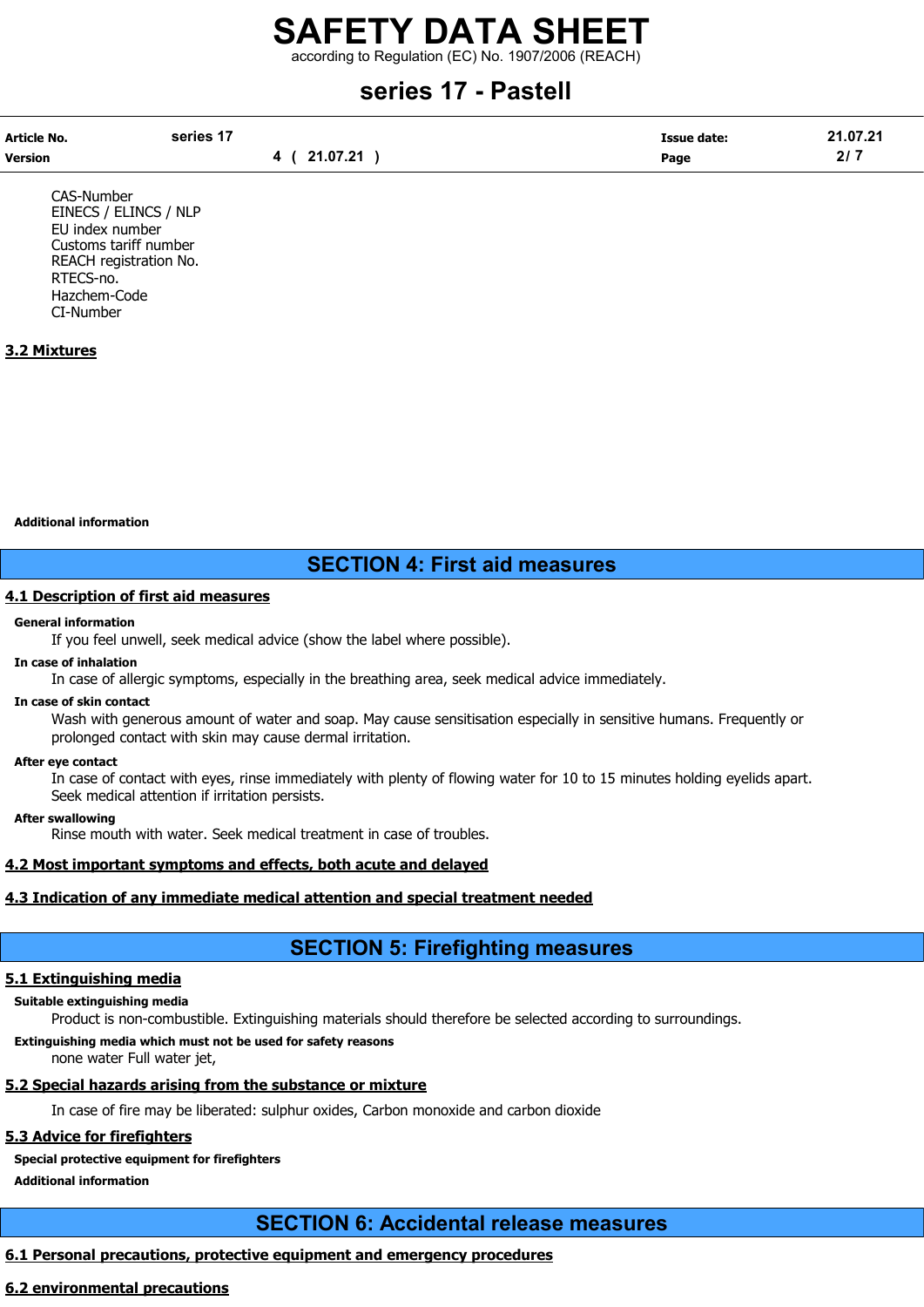CAS-Number
EINECS / ELINCS / NLP
EU index number
Customs tariff number
REACH registration No.
RTECS-no.
Hazchem-Code
CI-Number

### 3.2 Mixtures

**Additional information**

## SECTION 4: First aid measures

### 4.1 Description of first aid measures

**General information**

If you feel unwell, seek medical advice (show the label where possible).

**In case of inhalation**

In case of allergic symptoms, especially in the breathing area, seek medical advice immediately.

**In case of skin contact**

Wash with generous amount of water and soap. May cause sensitisation especially in sensitive humans. Frequently or prolonged contact with skin may cause dermal irritation.

**After eye contact**

In case of contact with eyes, rinse immediately with plenty of flowing water for 10 to 15 minutes holding eyelids apart. Seek medical attention if irritation persists.

**After swallowing**

Rinse mouth with water. Seek medical treatment in case of troubles.

### 4.2 Most important symptoms and effects, both acute and delayed

### 4.3 Indication of any immediate medical attention and special treatment needed

## SECTION 5: Firefighting measures

### 5.1 Extinguishing media

**Suitable extinguishing media**

Product is non-combustible. Extinguishing materials should therefore be selected according to surroundings.

**Extinguishing media which must not be used for safety reasons**

none water Full water jet,

### 5.2 Special hazards arising from the substance or mixture

In case of fire may be liberated: sulphur oxides, Carbon monoxide and carbon dioxide

### 5.3 Advice for firefighters

**Special protective equipment for firefighters**

**Additional information**

## SECTION 6: Accidental release measures

### 6.1 Personal precautions, protective equipment and emergency procedures

### 6.2 environmental precautions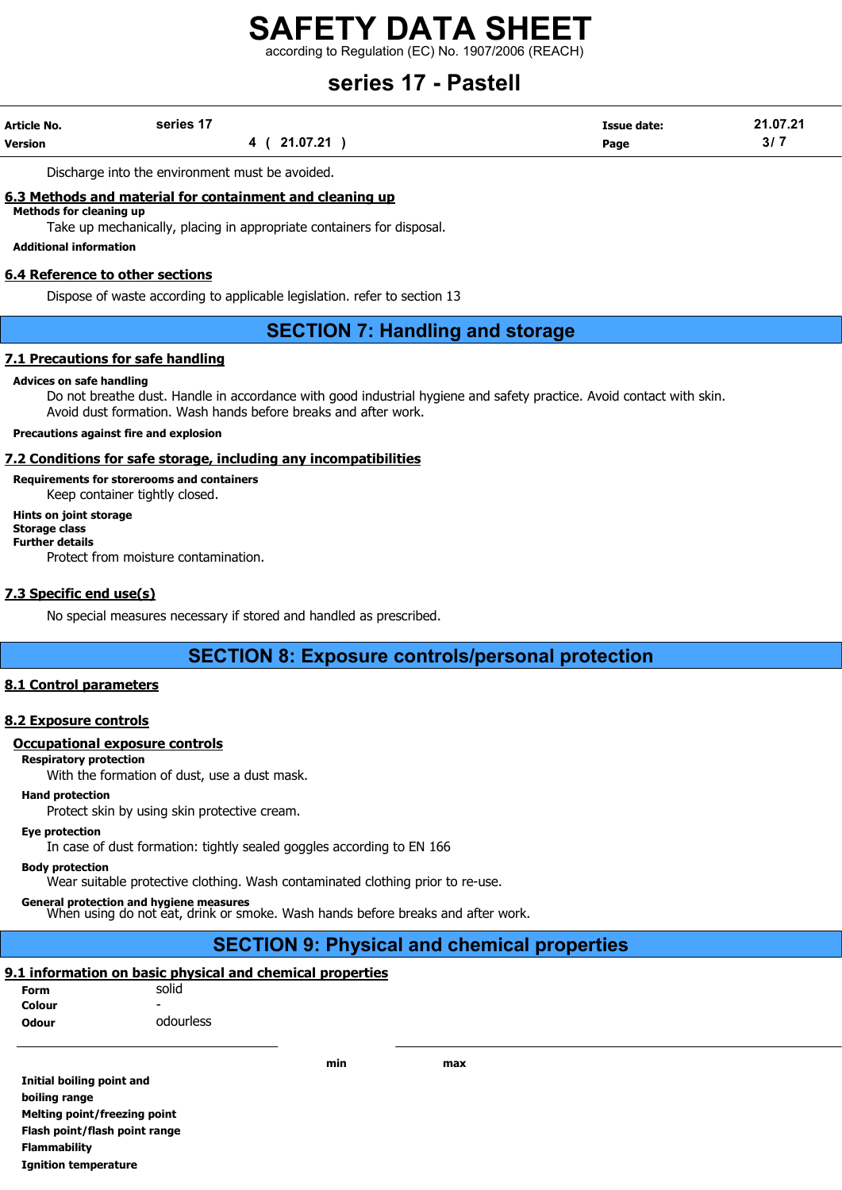Discharge into the environment must be avoided.

### 6.3 Methods and material for containment and cleaning up

**Methods for cleaning up**

Take up mechanically, placing in appropriate containers for disposal.

**Additional information**

### 6.4 Reference to other sections

Dispose of waste according to applicable legislation. refer to section 13

## SECTION 7: Handling and storage

### 7.1 Precautions for safe handling

**Advices on safe handling**

Do not breathe dust. Handle in accordance with good industrial hygiene and safety practice. Avoid contact with skin. Avoid dust formation. Wash hands before breaks and after work.

**Precautions against fire and explosion**

### 7.2 Conditions for safe storage, including any incompatibilities

**Requirements for storerooms and containers**

Keep container tightly closed.

**Hints on joint storage**

**Storage class**

**Further details**

Protect from moisture contamination.

### 7.3 Specific end use(s)

No special measures necessary if stored and handled as prescribed.

## SECTION 8: Exposure controls/personal protection

### 8.1 Control parameters

### 8.2 Exposure controls

#### Occupational exposure controls

**Respiratory protection**

With the formation of dust, use a dust mask.

**Hand protection**

Protect skin by using skin protective cream.

**Eye protection**

In case of dust formation: tightly sealed goggles according to EN 166

**Body protection**

Wear suitable protective clothing. Wash contaminated clothing prior to re-use.

**General protection and hygiene measures**

When using do not eat, drink or smoke. Wash hands before breaks and after work.

## SECTION 9: Physical and chemical properties

### 9.1 information on basic physical and chemical properties

**Form** solid

**Colour** -

**Odour** odourless

| | min | max |
|---|---|---|
| **Initial boiling point and boiling range** | | |
| **Melting point/freezing point** | | |
| **Flash point/flash point range** | | |
| **Flammability** | | |
| **Ignition temperature** | | |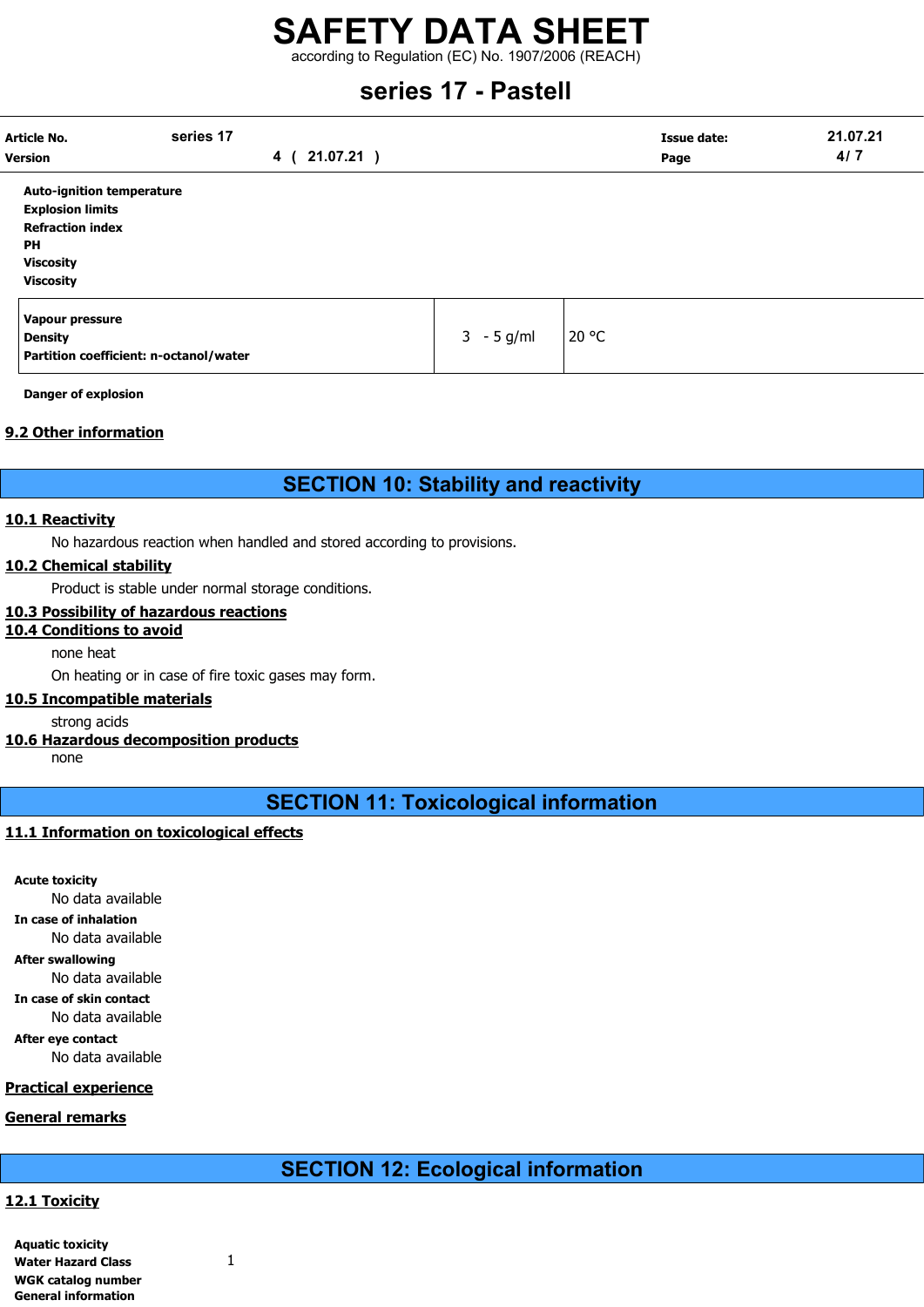**Auto-ignition temperature**
**Explosion limits**
**Refraction index**
**PH**
**Viscosity**
**Viscosity**

| | | |
|---|---|---|
| **Vapour pressure** | | |
| **Density** | 3 - 5 g/ml | 20 °C |
| **Partition coefficient: n-octanol/water** | | |

**Danger of explosion**

**9.2 Other information**

# SECTION 10: Stability and reactivity

**10.1 Reactivity**

No hazardous reaction when handled and stored according to provisions.

**10.2 Chemical stability**

Product is stable under normal storage conditions.

**10.3 Possibility of hazardous reactions**

**10.4 Conditions to avoid**

none heat

On heating or in case of fire toxic gases may form.

**10.5 Incompatible materials**

strong acids

**10.6 Hazardous decomposition products**

none

# SECTION 11: Toxicological information

**11.1 Information on toxicological effects**

**Acute toxicity**

No data available

**In case of inhalation**

No data available

**After swallowing**

No data available

**In case of skin contact**

No data available

**After eye contact**

No data available

**Practical experience**

**General remarks**

# SECTION 12: Ecological information

**12.1 Toxicity**

**Aquatic toxicity**
**Water Hazard Class** 1
**WGK catalog number**
**General information**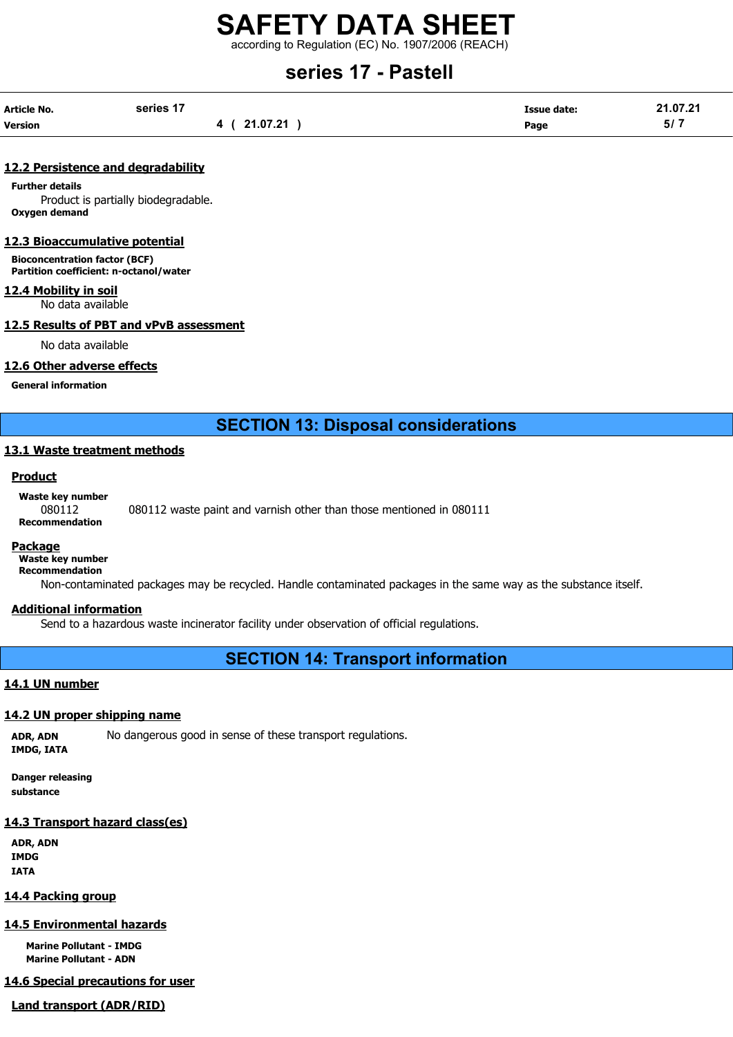### 12.2 Persistence and degradability

**Further details**

Product is partially biodegradable.

**Oxygen demand**

### 12.3 Bioaccumulative potential

**Bioconcentration factor (BCF)**

**Partition coefficient: n-octanol/water**

### 12.4 Mobility in soil

No data available

### 12.5 Results of PBT and vPvB assessment

No data available

### 12.6 Other adverse effects

**General information**

## SECTION 13: Disposal considerations

### 13.1 Waste treatment methods

**Product**

**Waste key number**

080112 080112 waste paint and varnish other than those mentioned in 080111

**Recommendation**

**Package**

**Waste key number**

**Recommendation**

Non-contaminated packages may be recycled. Handle contaminated packages in the same way as the substance itself.

**Additional information**

Send to a hazardous waste incinerator facility under observation of official regulations.

## SECTION 14: Transport information

### 14.1 UN number

### 14.2 UN proper shipping name

**ADR, ADN** No dangerous good in sense of these transport regulations.

**IMDG, IATA**

**Danger releasing substance**

### 14.3 Transport hazard class(es)

**ADR, ADN**

**IMDG**

**IATA**

### 14.4 Packing group

### 14.5 Environmental hazards

**Marine Pollutant - IMDG**

**Marine Pollutant - ADN**

### 14.6 Special precautions for user

**Land transport (ADR/RID)**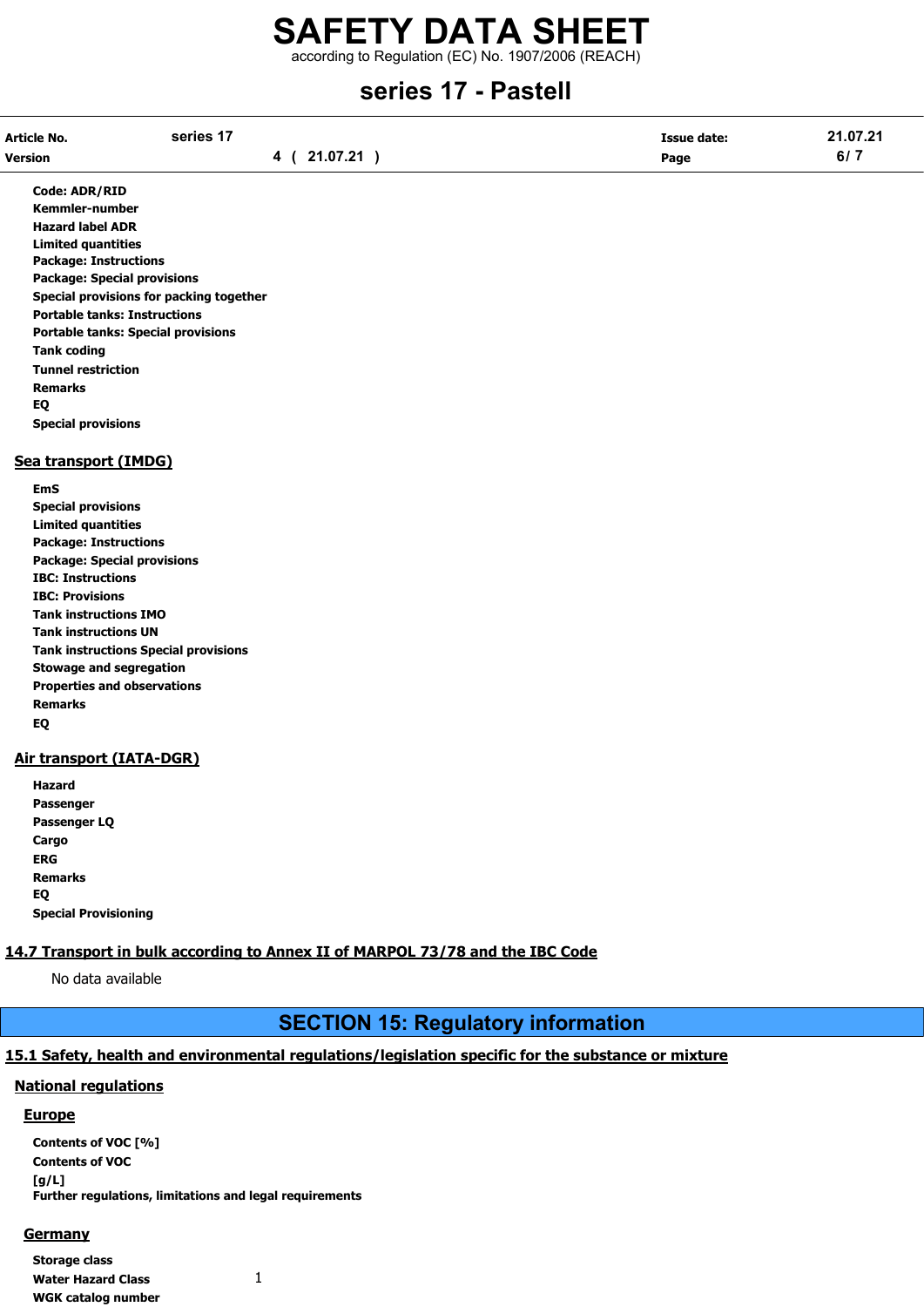**Code: ADR/RID**
**Kemmler-number**
**Hazard label ADR**
**Limited quantities**
**Package: Instructions**
**Package: Special provisions**
**Special provisions for packing together**
**Portable tanks: Instructions**
**Portable tanks: Special provisions**
**Tank coding**
**Tunnel restriction**
**Remarks**
**EQ**
**Special provisions**

### Sea transport (IMDG)

**EmS**
**Special provisions**
**Limited quantities**
**Package: Instructions**
**Package: Special provisions**
**IBC: Instructions**
**IBC: Provisions**
**Tank instructions IMO**
**Tank instructions UN**
**Tank instructions Special provisions**
**Stowage and segregation**
**Properties and observations**
**Remarks**
**EQ**

### Air transport (IATA-DGR)

**Hazard**
**Passenger**
**Passenger LQ**
**Cargo**
**ERG**
**Remarks**
**EQ**
**Special Provisioning**

## 14.7 Transport in bulk according to Annex II of MARPOL 73/78 and the IBC Code

No data available

# SECTION 15: Regulatory information

## 15.1 Safety, health and environmental regulations/legislation specific for the substance or mixture

### National regulations

#### Europe

**Contents of VOC [%]**
**Contents of VOC [g/L]**
**Further regulations, limitations and legal requirements**

#### Germany

**Storage class**
**Water Hazard Class** 1
**WGK catalog number**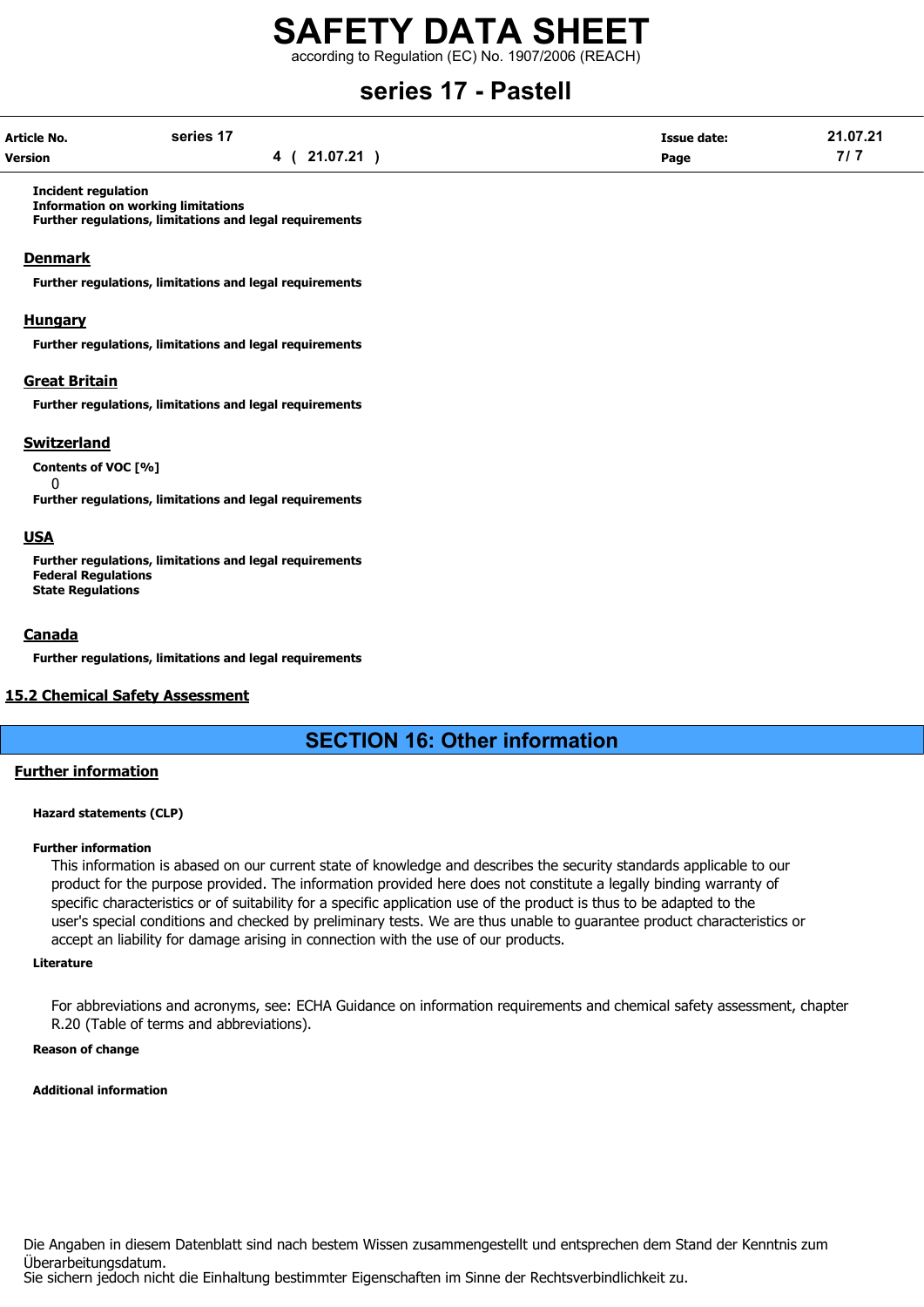**Incident regulation**
**Information on working limitations**
**Further regulations, limitations and legal requirements**

### Denmark

**Further regulations, limitations and legal requirements**

### Hungary

**Further regulations, limitations and legal requirements**

### Great Britain

**Further regulations, limitations and legal requirements**

### Switzerland

**Contents of VOC [%]**
0
**Further regulations, limitations and legal requirements**

### USA

**Further regulations, limitations and legal requirements**
**Federal Regulations**
**State Regulations**

### Canada

**Further regulations, limitations and legal requirements**

### 15.2 Chemical Safety Assessment

## SECTION 16: Other information

### Further information

**Hazard statements (CLP)**

**Further information**

This information is abased on our current state of knowledge and describes the security standards applicable to our product for the purpose provided. The information provided here does not constitute a legally binding warranty of specific characteristics or of suitability for a specific application use of the product is thus to be adapted to the user's special conditions and checked by preliminary tests. We are thus unable to guarantee product characteristics or accept an liability for damage arising in connection with the use of our products.

**Literature**

For abbreviations and acronyms, see: ECHA Guidance on information requirements and chemical safety assessment, chapter R.20 (Table of terms and abbreviations).

**Reason of change**

**Additional information**

Die Angaben in diesem Datenblatt sind nach bestem Wissen zusammengestellt und entsprechen dem Stand der Kenntnis zum Überarbeitungsdatum.
Sie sichern jedoch nicht die Einhaltung bestimmter Eigenschaften im Sinne der Rechtsverbindlichkeit zu.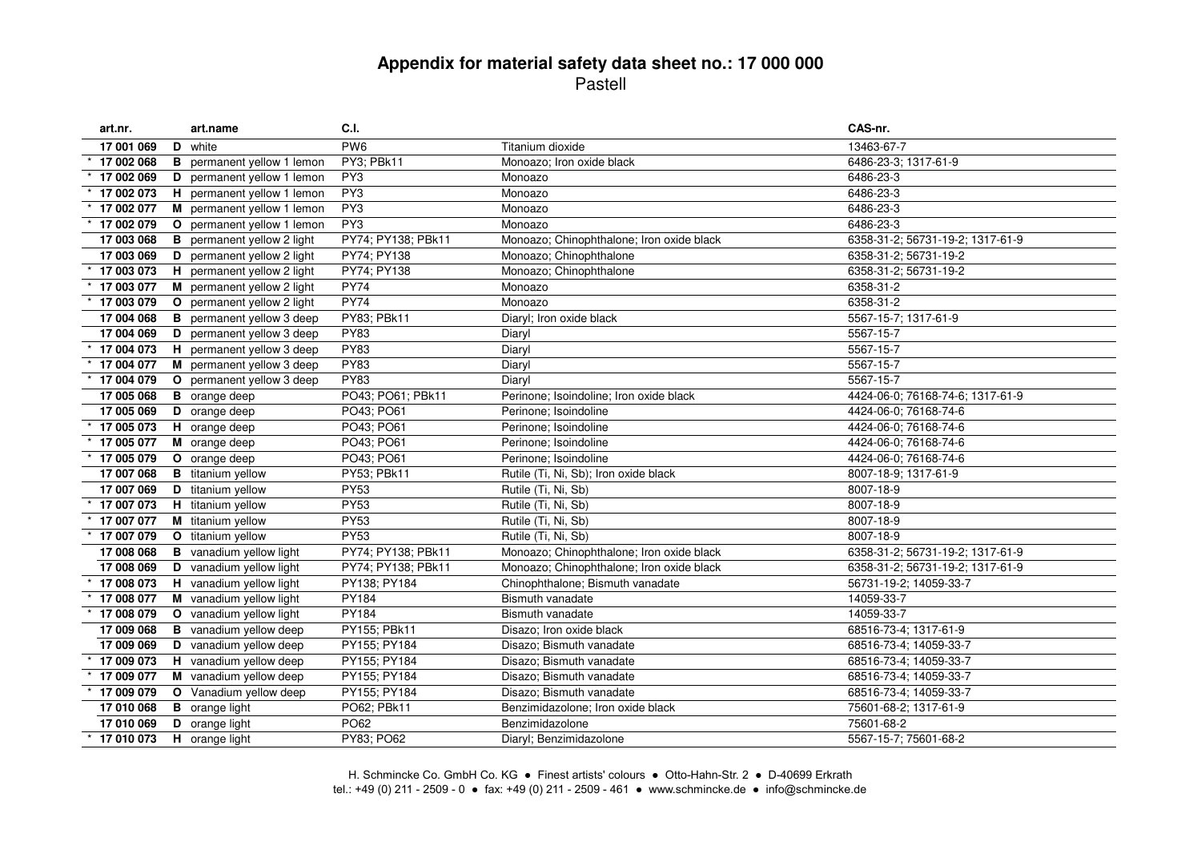# Appendix for material safety data sheet no.: 17 000 000

Pastell

| art.nr. | art.name | C.I. | | CAS-nr. |
|---|---|---|---|---|
| 17 001 069 | **D** white | PW6 | Titanium dioxide | 13463-67-7 |
| * 17 002 068 | **B** permanent yellow 1 lemon | PY3; PBk11 | Monoazo; Iron oxide black | 6486-23-3; 1317-61-9 |
| * 17 002 069 | **D** permanent yellow 1 lemon | PY3 | Monoazo | 6486-23-3 |
| * 17 002 073 | **H** permanent yellow 1 lemon | PY3 | Monoazo | 6486-23-3 |
| * 17 002 077 | **M** permanent yellow 1 lemon | PY3 | Monoazo | 6486-23-3 |
| * 17 002 079 | **O** permanent yellow 1 lemon | PY3 | Monoazo | 6486-23-3 |
| 17 003 068 | **B** permanent yellow 2 light | PY74; PY138; PBk11 | Monoazo; Chinophthalone; Iron oxide black | 6358-31-2; 56731-19-2; 1317-61-9 |
| 17 003 069 | **D** permanent yellow 2 light | PY74; PY138 | Monoazo; Chinophthalone | 6358-31-2; 56731-19-2 |
| * 17 003 073 | **H** permanent yellow 2 light | PY74; PY138 | Monoazo; Chinophthalone | 6358-31-2; 56731-19-2 |
| * 17 003 077 | **M** permanent yellow 2 light | PY74 | Monoazo | 6358-31-2 |
| * 17 003 079 | **O** permanent yellow 2 light | PY74 | Monoazo | 6358-31-2 |
| 17 004 068 | **B** permanent yellow 3 deep | PY83; PBk11 | Diaryl; Iron oxide black | 5567-15-7; 1317-61-9 |
| 17 004 069 | **D** permanent yellow 3 deep | PY83 | Diaryl | 5567-15-7 |
| * 17 004 073 | **H** permanent yellow 3 deep | PY83 | Diaryl | 5567-15-7 |
| * 17 004 077 | **M** permanent yellow 3 deep | PY83 | Diaryl | 5567-15-7 |
| * 17 004 079 | **O** permanent yellow 3 deep | PY83 | Diaryl | 5567-15-7 |
| 17 005 068 | **B** orange deep | PO43; PO61; PBk11 | Perinone; Isoindoline; Iron oxide black | 4424-06-0; 76168-74-6; 1317-61-9 |
| 17 005 069 | **D** orange deep | PO43; PO61 | Perinone; Isoindoline | 4424-06-0; 76168-74-6 |
| * 17 005 073 | **H** orange deep | PO43; PO61 | Perinone; Isoindoline | 4424-06-0; 76168-74-6 |
| * 17 005 077 | **M** orange deep | PO43; PO61 | Perinone; Isoindoline | 4424-06-0; 76168-74-6 |
| * 17 005 079 | **O** orange deep | PO43; PO61 | Perinone; Isoindoline | 4424-06-0; 76168-74-6 |
| 17 007 068 | **B** titanium yellow | PY53; PBk11 | Rutile (Ti, Ni, Sb); Iron oxide black | 8007-18-9; 1317-61-9 |
| 17 007 069 | **D** titanium yellow | PY53 | Rutile (Ti, Ni, Sb) | 8007-18-9 |
| * 17 007 073 | **H** titanium yellow | PY53 | Rutile (Ti, Ni, Sb) | 8007-18-9 |
| * 17 007 077 | **M** titanium yellow | PY53 | Rutile (Ti, Ni, Sb) | 8007-18-9 |
| * 17 007 079 | **O** titanium yellow | PY53 | Rutile (Ti, Ni, Sb) | 8007-18-9 |
| 17 008 068 | **B** vanadium yellow light | PY74; PY138; PBk11 | Monoazo; Chinophthalone; Iron oxide black | 6358-31-2; 56731-19-2; 1317-61-9 |
| 17 008 069 | **D** vanadium yellow light | PY74; PY138; PBk11 | Monoazo; Chinophthalone; Iron oxide black | 6358-31-2; 56731-19-2; 1317-61-9 |
| * 17 008 073 | **H** vanadium yellow light | PY138; PY184 | Chinophthalone; Bismuth vanadate | 56731-19-2; 14059-33-7 |
| * 17 008 077 | **M** vanadium yellow light | PY184 | Bismuth vanadate | 14059-33-7 |
| * 17 008 079 | **O** vanadium yellow light | PY184 | Bismuth vanadate | 14059-33-7 |
| 17 009 068 | **B** vanadium yellow deep | PY155; PBk11 | Disazo; Iron oxide black | 68516-73-4; 1317-61-9 |
| 17 009 069 | **D** vanadium yellow deep | PY155; PY184 | Disazo; Bismuth vanadate | 68516-73-4; 14059-33-7 |
| * 17 009 073 | **H** vanadium yellow deep | PY155; PY184 | Disazo; Bismuth vanadate | 68516-73-4; 14059-33-7 |
| * 17 009 077 | **M** vanadium yellow deep | PY155; PY184 | Disazo; Bismuth vanadate | 68516-73-4; 14059-33-7 |
| * 17 009 079 | **O** Vanadium yellow deep | PY155; PY184 | Disazo; Bismuth vanadate | 68516-73-4; 14059-33-7 |
| 17 010 068 | **B** orange light | PO62; PBk11 | Benzimidazolone; Iron oxide black | 75601-68-2; 1317-61-9 |
| 17 010 069 | **D** orange light | PO62 | Benzimidazolone | 75601-68-2 |
| * 17 010 073 | **H** orange light | PY83; PO62 | Diaryl; Benzimidazolone | 5567-15-7; 75601-68-2 |

H. Schmincke Co. GmbH Co. KG ● Finest artists' colours ● Otto-Hahn-Str. 2 ● D-40699 Erkrath
tel.: +49 (0) 211 - 2509 - 0 ● fax: +49 (0) 211 - 2509 - 461 ● www.schmincke.de ● info@schmincke.de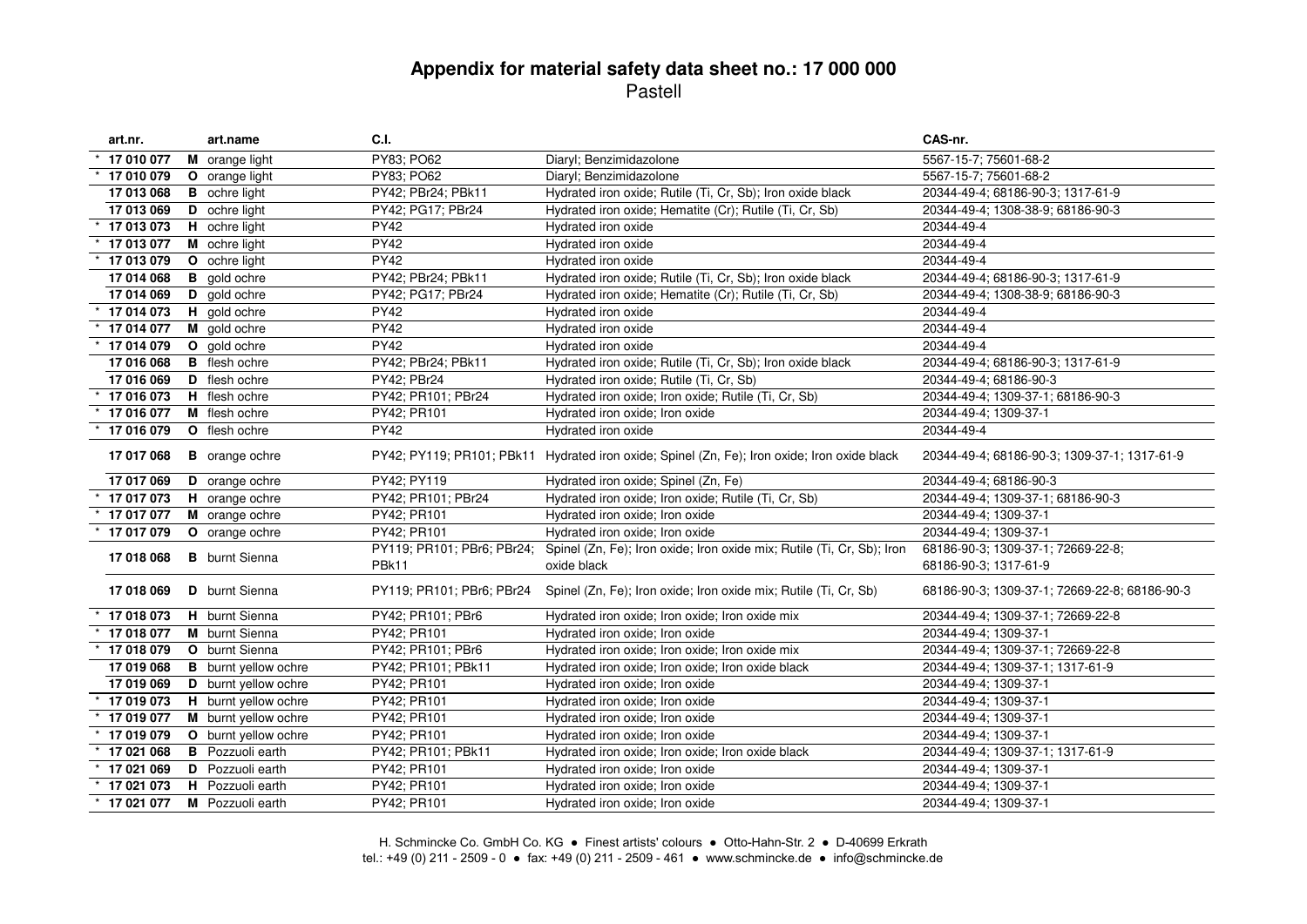# Appendix for material safety data sheet no.: 17 000 000

Pastell

| art.nr. | art.name | C.I. | | CAS-nr. |
|---|---|---|---|---|
| * 17 010 077 | **M** orange light | PY83; PO62 | Diaryl; Benzimidazolone | 5567-15-7; 75601-68-2 |
| * 17 010 079 | **O** orange light | PY83; PO62 | Diaryl; Benzimidazolone | 5567-15-7; 75601-68-2 |
| 17 013 068 | **B** ochre light | PY42; PBr24; PBk11 | Hydrated iron oxide; Rutile (Ti, Cr, Sb); Iron oxide black | 20344-49-4; 68186-90-3; 1317-61-9 |
| 17 013 069 | **D** ochre light | PY42; PG17; PBr24 | Hydrated iron oxide; Hematite (Cr); Rutile (Ti, Cr, Sb) | 20344-49-4; 1308-38-9; 68186-90-3 |
| * 17 013 073 | **H** ochre light | PY42 | Hydrated iron oxide | 20344-49-4 |
| * 17 013 077 | **M** ochre light | PY42 | Hydrated iron oxide | 20344-49-4 |
| * 17 013 079 | **O** ochre light | PY42 | Hydrated iron oxide | 20344-49-4 |
| 17 014 068 | **B** gold ochre | PY42; PBr24; PBk11 | Hydrated iron oxide; Rutile (Ti, Cr, Sb); Iron oxide black | 20344-49-4; 68186-90-3; 1317-61-9 |
| 17 014 069 | **D** gold ochre | PY42; PG17; PBr24 | Hydrated iron oxide; Hematite (Cr); Rutile (Ti, Cr, Sb) | 20344-49-4; 1308-38-9; 68186-90-3 |
| * 17 014 073 | **H** gold ochre | PY42 | Hydrated iron oxide | 20344-49-4 |
| * 17 014 077 | **M** gold ochre | PY42 | Hydrated iron oxide | 20344-49-4 |
| * 17 014 079 | **O** gold ochre | PY42 | Hydrated iron oxide | 20344-49-4 |
| 17 016 068 | **B** flesh ochre | PY42; PBr24; PBk11 | Hydrated iron oxide; Rutile (Ti, Cr, Sb); Iron oxide black | 20344-49-4; 68186-90-3; 1317-61-9 |
| 17 016 069 | **D** flesh ochre | PY42; PBr24 | Hydrated iron oxide; Rutile (Ti, Cr, Sb) | 20344-49-4; 68186-90-3 |
| * 17 016 073 | **H** flesh ochre | PY42; PR101; PBr24 | Hydrated iron oxide; Iron oxide; Rutile (Ti, Cr, Sb) | 20344-49-4; 1309-37-1; 68186-90-3 |
| * 17 016 077 | **M** flesh ochre | PY42; PR101 | Hydrated iron oxide; Iron oxide | 20344-49-4; 1309-37-1 |
| * 17 016 079 | **O** flesh ochre | PY42 | Hydrated iron oxide | 20344-49-4 |
| 17 017 068 | **B** orange ochre | PY42; PY119; PR101; PBk11 | Hydrated iron oxide; Spinel (Zn, Fe); Iron oxide; Iron oxide black | 20344-49-4; 68186-90-3; 1309-37-1; 1317-61-9 |
| 17 017 069 | **D** orange ochre | PY42; PY119 | Hydrated iron oxide; Spinel (Zn, Fe) | 20344-49-4; 68186-90-3 |
| * 17 017 073 | **H** orange ochre | PY42; PR101; PBr24 | Hydrated iron oxide; Iron oxide; Rutile (Ti, Cr, Sb) | 20344-49-4; 1309-37-1; 68186-90-3 |
| * 17 017 077 | **M** orange ochre | PY42; PR101 | Hydrated iron oxide; Iron oxide | 20344-49-4; 1309-37-1 |
| * 17 017 079 | **O** orange ochre | PY42; PR101 | Hydrated iron oxide; Iron oxide | 20344-49-4; 1309-37-1 |
| 17 018 068 | **B** burnt Sienna | PY119; PR101; PBr6; PBr24; PBk11 | Spinel (Zn, Fe); Iron oxide; Iron oxide mix; Rutile (Ti, Cr, Sb); Iron oxide black | 68186-90-3; 1309-37-1; 72669-22-8; 68186-90-3; 1317-61-9 |
| 17 018 069 | **D** burnt Sienna | PY119; PR101; PBr6; PBr24 | Spinel (Zn, Fe); Iron oxide; Iron oxide mix; Rutile (Ti, Cr, Sb) | 68186-90-3; 1309-37-1; 72669-22-8; 68186-90-3 |
| * 17 018 073 | **H** burnt Sienna | PY42; PR101; PBr6 | Hydrated iron oxide; Iron oxide; Iron oxide mix | 20344-49-4; 1309-37-1; 72669-22-8 |
| * 17 018 077 | **M** burnt Sienna | PY42; PR101 | Hydrated iron oxide; Iron oxide | 20344-49-4; 1309-37-1 |
| * 17 018 079 | **O** burnt Sienna | PY42; PR101; PBr6 | Hydrated iron oxide; Iron oxide; Iron oxide mix | 20344-49-4; 1309-37-1; 72669-22-8 |
| 17 019 068 | **B** burnt yellow ochre | PY42; PR101; PBk11 | Hydrated iron oxide; Iron oxide; Iron oxide black | 20344-49-4; 1309-37-1; 1317-61-9 |
| 17 019 069 | **D** burnt yellow ochre | PY42; PR101 | Hydrated iron oxide; Iron oxide | 20344-49-4; 1309-37-1 |
| * 17 019 073 | **H** burnt yellow ochre | PY42; PR101 | Hydrated iron oxide; Iron oxide | 20344-49-4; 1309-37-1 |
| * 17 019 077 | **M** burnt yellow ochre | PY42; PR101 | Hydrated iron oxide; Iron oxide | 20344-49-4; 1309-37-1 |
| * 17 019 079 | **O** burnt yellow ochre | PY42; PR101 | Hydrated iron oxide; Iron oxide | 20344-49-4; 1309-37-1 |
| * 17 021 068 | **B** Pozzuoli earth | PY42; PR101; PBk11 | Hydrated iron oxide; Iron oxide; Iron oxide black | 20344-49-4; 1309-37-1; 1317-61-9 |
| * 17 021 069 | **D** Pozzuoli earth | PY42; PR101 | Hydrated iron oxide; Iron oxide | 20344-49-4; 1309-37-1 |
| * 17 021 073 | **H** Pozzuoli earth | PY42; PR101 | Hydrated iron oxide; Iron oxide | 20344-49-4; 1309-37-1 |
| * 17 021 077 | **M** Pozzuoli earth | PY42; PR101 | Hydrated iron oxide; Iron oxide | 20344-49-4; 1309-37-1 |

H. Schmincke Co. GmbH Co. KG ● Finest artists' colours ● Otto-Hahn-Str. 2 ● D-40699 Erkrath
tel.: +49 (0) 211 - 2509 - 0 ● fax: +49 (0) 211 - 2509 - 461 ● www.schmincke.de ● info@schmincke.de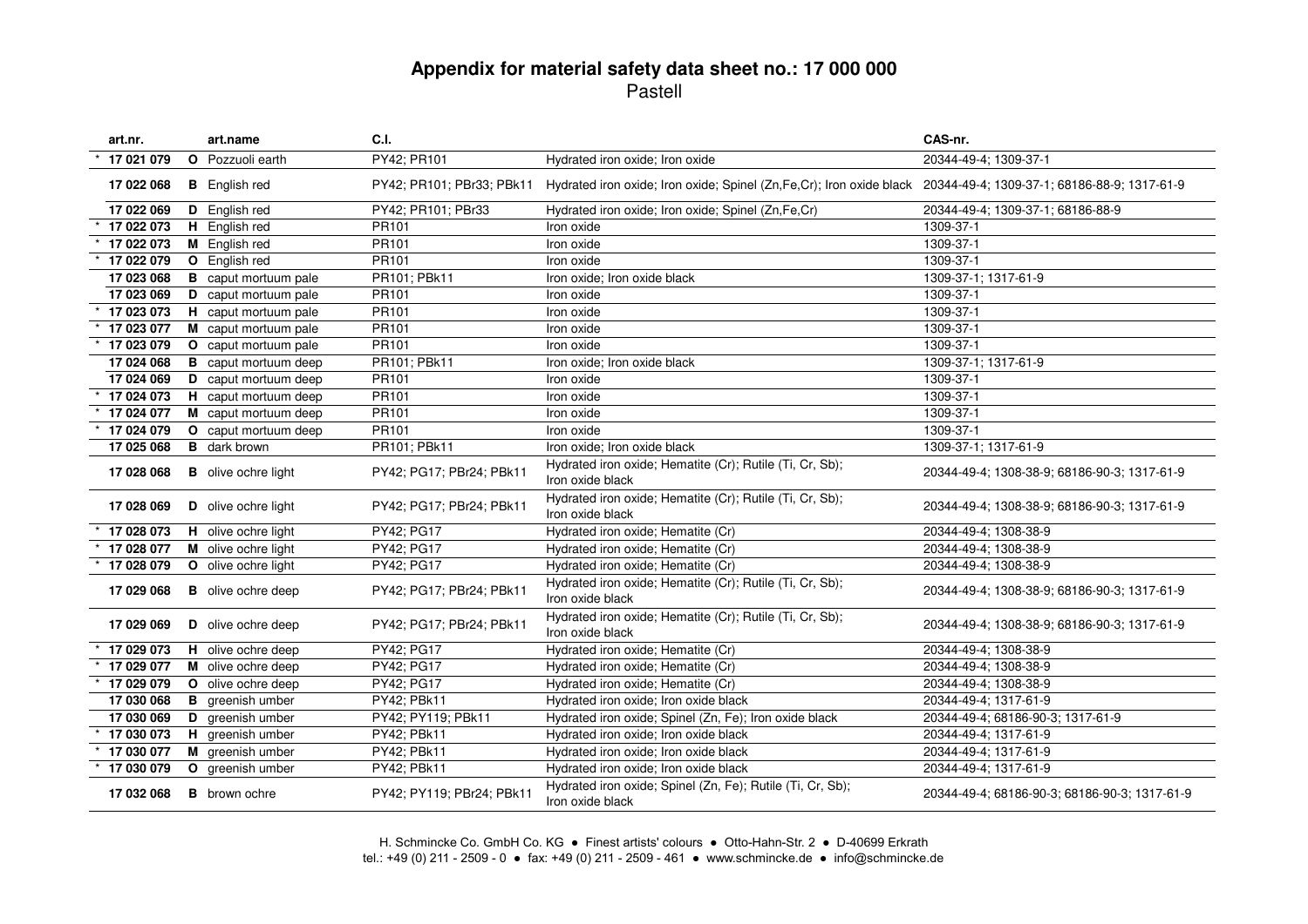# Appendix for material safety data sheet no.: 17 000 000

Pastell

| art.nr. | art.name | C.I. | | CAS-nr. |
|---|---|---|---|---|
| * 17 021 079 | **O** Pozzuoli earth | PY42; PR101 | Hydrated iron oxide; Iron oxide | 20344-49-4; 1309-37-1 |
| 17 022 068 | **B** English red | PY42; PR101; PBr33; PBk11 | Hydrated iron oxide; Iron oxide; Spinel (Zn,Fe,Cr); Iron oxide black | 20344-49-4; 1309-37-1; 68186-88-9; 1317-61-9 |
| 17 022 069 | **D** English red | PY42; PR101; PBr33 | Hydrated iron oxide; Iron oxide; Spinel (Zn,Fe,Cr) | 20344-49-4; 1309-37-1; 68186-88-9 |
| * 17 022 073 | **H** English red | PR101 | Iron oxide | 1309-37-1 |
| * 17 022 073 | **M** English red | PR101 | Iron oxide | 1309-37-1 |
| * 17 022 079 | **O** English red | PR101 | Iron oxide | 1309-37-1 |
| 17 023 068 | **B** caput mortuum pale | PR101; PBk11 | Iron oxide; Iron oxide black | 1309-37-1; 1317-61-9 |
| 17 023 069 | **D** caput mortuum pale | PR101 | Iron oxide | 1309-37-1 |
| * 17 023 073 | **H** caput mortuum pale | PR101 | Iron oxide | 1309-37-1 |
| * 17 023 077 | **M** caput mortuum pale | PR101 | Iron oxide | 1309-37-1 |
| * 17 023 079 | **O** caput mortuum pale | PR101 | Iron oxide | 1309-37-1 |
| 17 024 068 | **B** caput mortuum deep | PR101; PBk11 | Iron oxide; Iron oxide black | 1309-37-1; 1317-61-9 |
| 17 024 069 | **D** caput mortuum deep | PR101 | Iron oxide | 1309-37-1 |
| * 17 024 073 | **H** caput mortuum deep | PR101 | Iron oxide | 1309-37-1 |
| * 17 024 077 | **M** caput mortuum deep | PR101 | Iron oxide | 1309-37-1 |
| * 17 024 079 | **O** caput mortuum deep | PR101 | Iron oxide | 1309-37-1 |
| 17 025 068 | **B** dark brown | PR101; PBk11 | Iron oxide; Iron oxide black | 1309-37-1; 1317-61-9 |
| 17 028 068 | **B** olive ochre light | PY42; PG17; PBr24; PBk11 | Hydrated iron oxide; Hematite (Cr); Rutile (Ti, Cr, Sb); Iron oxide black | 20344-49-4; 1308-38-9; 68186-90-3; 1317-61-9 |
| 17 028 069 | **D** olive ochre light | PY42; PG17; PBr24; PBk11 | Hydrated iron oxide; Hematite (Cr); Rutile (Ti, Cr, Sb); Iron oxide black | 20344-49-4; 1308-38-9; 68186-90-3; 1317-61-9 |
| * 17 028 073 | **H** olive ochre light | PY42; PG17 | Hydrated iron oxide; Hematite (Cr) | 20344-49-4; 1308-38-9 |
| * 17 028 077 | **M** olive ochre light | PY42; PG17 | Hydrated iron oxide; Hematite (Cr) | 20344-49-4; 1308-38-9 |
| * 17 028 079 | **O** olive ochre light | PY42; PG17 | Hydrated iron oxide; Hematite (Cr) | 20344-49-4; 1308-38-9 |
| 17 029 068 | **B** olive ochre deep | PY42; PG17; PBr24; PBk11 | Hydrated iron oxide; Hematite (Cr); Rutile (Ti, Cr, Sb); Iron oxide black | 20344-49-4; 1308-38-9; 68186-90-3; 1317-61-9 |
| 17 029 069 | **D** olive ochre deep | PY42; PG17; PBr24; PBk11 | Hydrated iron oxide; Hematite (Cr); Rutile (Ti, Cr, Sb); Iron oxide black | 20344-49-4; 1308-38-9; 68186-90-3; 1317-61-9 |
| * 17 029 073 | **H** olive ochre deep | PY42; PG17 | Hydrated iron oxide; Hematite (Cr) | 20344-49-4; 1308-38-9 |
| * 17 029 077 | **M** olive ochre deep | PY42; PG17 | Hydrated iron oxide; Hematite (Cr) | 20344-49-4; 1308-38-9 |
| * 17 029 079 | **O** olive ochre deep | PY42; PG17 | Hydrated iron oxide; Hematite (Cr) | 20344-49-4; 1308-38-9 |
| 17 030 068 | **B** greenish umber | PY42; PBk11 | Hydrated iron oxide; Iron oxide black | 20344-49-4; 1317-61-9 |
| 17 030 069 | **D** greenish umber | PY42; PY119; PBk11 | Hydrated iron oxide; Spinel (Zn, Fe); Iron oxide black | 20344-49-4; 68186-90-3; 1317-61-9 |
| * 17 030 073 | **H** greenish umber | PY42; PBk11 | Hydrated iron oxide; Iron oxide black | 20344-49-4; 1317-61-9 |
| * 17 030 077 | **M** greenish umber | PY42; PBk11 | Hydrated iron oxide; Iron oxide black | 20344-49-4; 1317-61-9 |
| * 17 030 079 | **O** greenish umber | PY42; PBk11 | Hydrated iron oxide; Iron oxide black | 20344-49-4; 1317-61-9 |
| 17 032 068 | **B** brown ochre | PY42; PY119; PBr24; PBk11 | Hydrated iron oxide; Spinel (Zn, Fe); Rutile (Ti, Cr, Sb); Iron oxide black | 20344-49-4; 68186-90-3; 68186-90-3; 1317-61-9 |

H. Schmincke Co. GmbH Co. KG • Finest artists' colours • Otto-Hahn-Str. 2 • D-40699 Erkrath
tel.: +49 (0) 211 - 2509 - 0 • fax: +49 (0) 211 - 2509 - 461 • www.schmincke.de • info@schmincke.de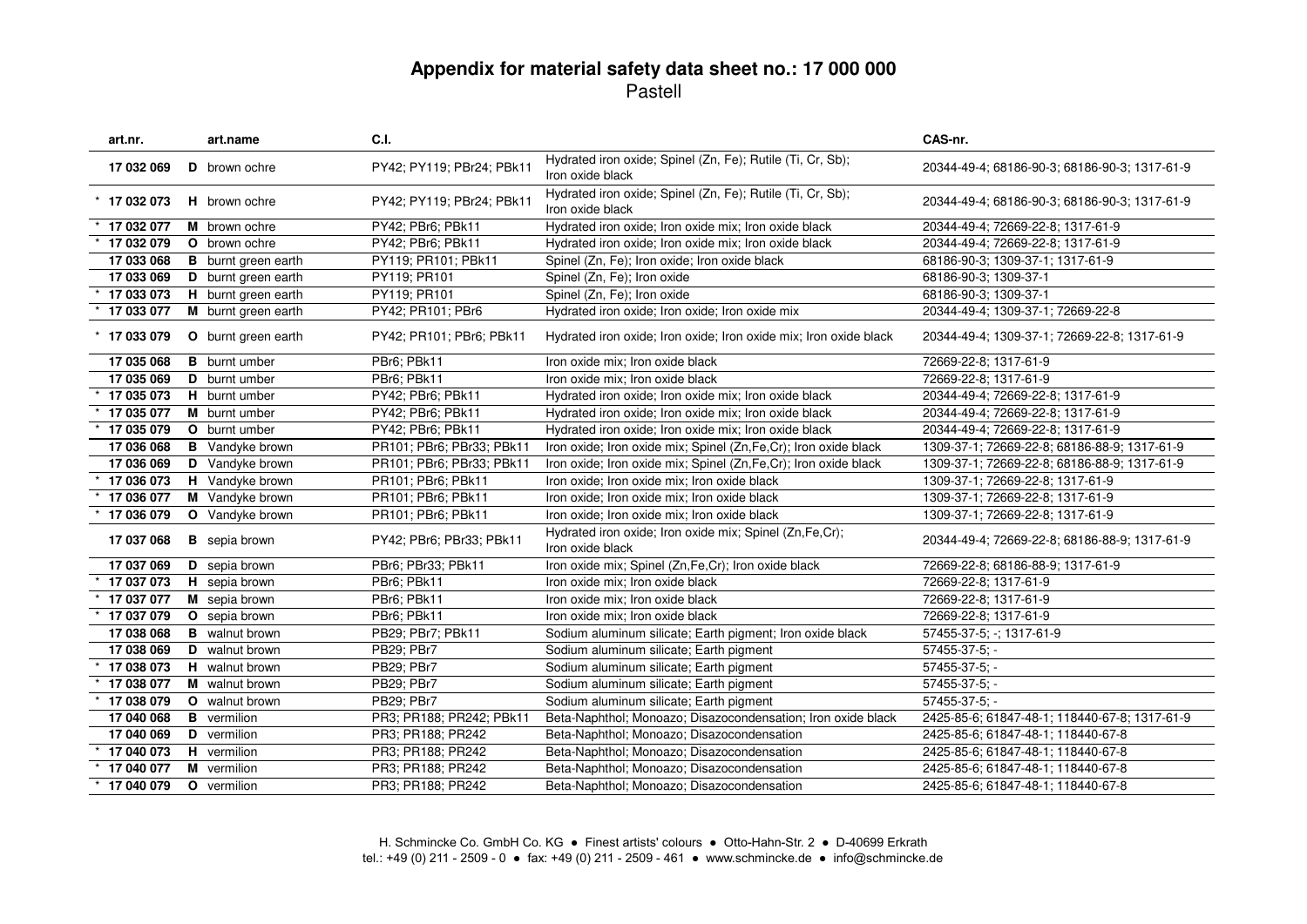# Appendix for material safety data sheet no.: 17 000 000

Pastell

| art.nr. | art.name | C.I. | | CAS-nr. |
|---|---|---|---|---|
| 17 032 069 | **D** brown ochre | PY42; PY119; PBr24; PBk11 | Hydrated iron oxide; Spinel (Zn, Fe); Rutile (Ti, Cr, Sb); Iron oxide black | 20344-49-4; 68186-90-3; 68186-90-3; 1317-61-9 |
| * 17 032 073 | **H** brown ochre | PY42; PY119; PBr24; PBk11 | Hydrated iron oxide; Spinel (Zn, Fe); Rutile (Ti, Cr, Sb); Iron oxide black | 20344-49-4; 68186-90-3; 68186-90-3; 1317-61-9 |
| * 17 032 077 | **M** brown ochre | PY42; PBr6; PBk11 | Hydrated iron oxide; Iron oxide mix; Iron oxide black | 20344-49-4; 72669-22-8; 1317-61-9 |
| * 17 032 079 | **O** brown ochre | PY42; PBr6; PBk11 | Hydrated iron oxide; Iron oxide mix; Iron oxide black | 20344-49-4; 72669-22-8; 1317-61-9 |
| 17 033 068 | **B** burnt green earth | PY119; PR101; PBk11 | Spinel (Zn, Fe); Iron oxide; Iron oxide black | 68186-90-3; 1309-37-1; 1317-61-9 |
| 17 033 069 | **D** burnt green earth | PY119; PR101 | Spinel (Zn, Fe); Iron oxide | 68186-90-3; 1309-37-1 |
| * 17 033 073 | **H** burnt green earth | PY119; PR101 | Spinel (Zn, Fe); Iron oxide | 68186-90-3; 1309-37-1 |
| * 17 033 077 | **M** burnt green earth | PY42; PR101; PBr6 | Hydrated iron oxide; Iron oxide; Iron oxide mix | 20344-49-4; 1309-37-1; 72669-22-8 |
| * 17 033 079 | **O** burnt green earth | PY42; PR101; PBr6; PBk11 | Hydrated iron oxide; Iron oxide; Iron oxide mix; Iron oxide black | 20344-49-4; 1309-37-1; 72669-22-8; 1317-61-9 |
| 17 035 068 | **B** burnt umber | PBr6; PBk11 | Iron oxide mix; Iron oxide black | 72669-22-8; 1317-61-9 |
| 17 035 069 | **D** burnt umber | PBr6; PBk11 | Iron oxide mix; Iron oxide black | 72669-22-8; 1317-61-9 |
| * 17 035 073 | **H** burnt umber | PY42; PBr6; PBk11 | Hydrated iron oxide; Iron oxide mix; Iron oxide black | 20344-49-4; 72669-22-8; 1317-61-9 |
| * 17 035 077 | **M** burnt umber | PY42; PBr6; PBk11 | Hydrated iron oxide; Iron oxide mix; Iron oxide black | 20344-49-4; 72669-22-8; 1317-61-9 |
| * 17 035 079 | **O** burnt umber | PY42; PBr6; PBk11 | Hydrated iron oxide; Iron oxide mix; Iron oxide black | 20344-49-4; 72669-22-8; 1317-61-9 |
| 17 036 068 | **B** Vandyke brown | PR101; PBr6; PBr33; PBk11 | Iron oxide; Iron oxide mix; Spinel (Zn,Fe,Cr); Iron oxide black | 1309-37-1; 72669-22-8; 68186-88-9; 1317-61-9 |
| 17 036 069 | **D** Vandyke brown | PR101; PBr6; PBr33; PBk11 | Iron oxide; Iron oxide mix; Spinel (Zn,Fe,Cr); Iron oxide black | 1309-37-1; 72669-22-8; 68186-88-9; 1317-61-9 |
| * 17 036 073 | **H** Vandyke brown | PR101; PBr6; PBk11 | Iron oxide; Iron oxide mix; Iron oxide black | 1309-37-1; 72669-22-8; 1317-61-9 |
| * 17 036 077 | **M** Vandyke brown | PR101; PBr6; PBk11 | Iron oxide; Iron oxide mix; Iron oxide black | 1309-37-1; 72669-22-8; 1317-61-9 |
| * 17 036 079 | **O** Vandyke brown | PR101; PBr6; PBk11 | Iron oxide; Iron oxide mix; Iron oxide black | 1309-37-1; 72669-22-8; 1317-61-9 |
| 17 037 068 | **B** sepia brown | PY42; PBr6; PBr33; PBk11 | Hydrated iron oxide; Iron oxide mix; Spinel (Zn,Fe,Cr); Iron oxide black | 20344-49-4; 72669-22-8; 68186-88-9; 1317-61-9 |
| 17 037 069 | **D** sepia brown | PBr6; PBr33; PBk11 | Iron oxide mix; Spinel (Zn,Fe,Cr); Iron oxide black | 72669-22-8; 68186-88-9; 1317-61-9 |
| * 17 037 073 | **H** sepia brown | PBr6; PBk11 | Iron oxide mix; Iron oxide black | 72669-22-8; 1317-61-9 |
| * 17 037 077 | **M** sepia brown | PBr6; PBk11 | Iron oxide mix; Iron oxide black | 72669-22-8; 1317-61-9 |
| * 17 037 079 | **O** sepia brown | PBr6; PBk11 | Iron oxide mix; Iron oxide black | 72669-22-8; 1317-61-9 |
| 17 038 068 | **B** walnut brown | PB29; PBr7; PBk11 | Sodium aluminum silicate; Earth pigment; Iron oxide black | 57455-37-5; -; 1317-61-9 |
| 17 038 069 | **D** walnut brown | PB29; PBr7 | Sodium aluminum silicate; Earth pigment | 57455-37-5; - |
| * 17 038 073 | **H** walnut brown | PB29; PBr7 | Sodium aluminum silicate; Earth pigment | 57455-37-5; - |
| * 17 038 077 | **M** walnut brown | PB29; PBr7 | Sodium aluminum silicate; Earth pigment | 57455-37-5; - |
| * 17 038 079 | **O** walnut brown | PB29; PBr7 | Sodium aluminum silicate; Earth pigment | 57455-37-5; - |
| 17 040 068 | **B** vermilion | PR3; PR188; PR242; PBk11 | Beta-Naphthol; Monoazo; Disazocondensation; Iron oxide black | 2425-85-6; 61847-48-1; 118440-67-8; 1317-61-9 |
| 17 040 069 | **D** vermilion | PR3; PR188; PR242 | Beta-Naphthol; Monoazo; Disazocondensation | 2425-85-6; 61847-48-1; 118440-67-8 |
| * 17 040 073 | **H** vermilion | PR3; PR188; PR242 | Beta-Naphthol; Monoazo; Disazocondensation | 2425-85-6; 61847-48-1; 118440-67-8 |
| * 17 040 077 | **M** vermilion | PR3; PR188; PR242 | Beta-Naphthol; Monoazo; Disazocondensation | 2425-85-6; 61847-48-1; 118440-67-8 |
| * 17 040 079 | **O** vermilion | PR3; PR188; PR242 | Beta-Naphthol; Monoazo; Disazocondensation | 2425-85-6; 61847-48-1; 118440-67-8 |

H. Schmincke Co. GmbH Co. KG ● Finest artists' colours ● Otto-Hahn-Str. 2 ● D-40699 Erkrath
tel.: +49 (0) 211 - 2509 - 0 ● fax: +49 (0) 211 - 2509 - 461 ● www.schmincke.de ● info@schmincke.de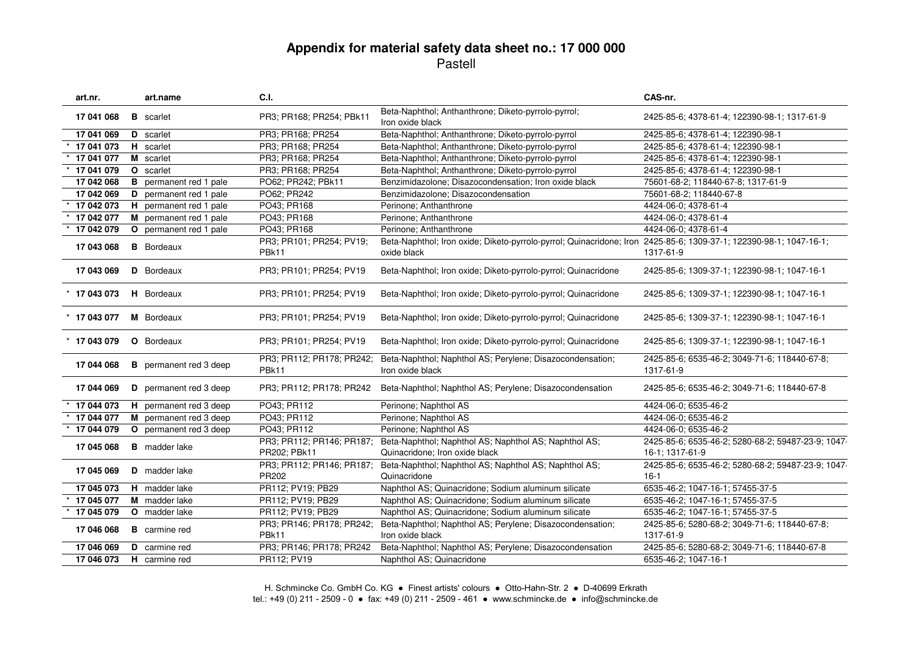# Appendix for material safety data sheet no.: 17 000 000

Pastell

| art.nr. | art.name | C.I. | | CAS-nr. |
|---|---|---|---|---|
| 17 041 068 | **B** scarlet | PR3; PR168; PR254; PBk11 | Beta-Naphthol; Anthanthrone; Diketo-pyrrolo-pyrrol; Iron oxide black | 2425-85-6; 4378-61-4; 122390-98-1; 1317-61-9 |
| 17 041 069 | **D** scarlet | PR3; PR168; PR254 | Beta-Naphthol; Anthanthrone; Diketo-pyrrolo-pyrrol | 2425-85-6; 4378-61-4; 122390-98-1 |
| * 17 041 073 | **H** scarlet | PR3; PR168; PR254 | Beta-Naphthol; Anthanthrone; Diketo-pyrrolo-pyrrol | 2425-85-6; 4378-61-4; 122390-98-1 |
| * 17 041 077 | **M** scarlet | PR3; PR168; PR254 | Beta-Naphthol; Anthanthrone; Diketo-pyrrolo-pyrrol | 2425-85-6; 4378-61-4; 122390-98-1 |
| * 17 041 079 | **O** scarlet | PR3; PR168; PR254 | Beta-Naphthol; Anthanthrone; Diketo-pyrrolo-pyrrol | 2425-85-6; 4378-61-4; 122390-98-1 |
| 17 042 068 | **B** permanent red 1 pale | PO62; PR242; PBk11 | Benzimidazolone; Disazocondensation; Iron oxide black | 75601-68-2; 118440-67-8; 1317-61-9 |
| 17 042 069 | **D** permanent red 1 pale | PO62; PR242 | Benzimidazolone; Disazocondensation | 75601-68-2; 118440-67-8 |
| * 17 042 073 | **H** permanent red 1 pale | PO43; PR168 | Perinone; Anthanthrone | 4424-06-0; 4378-61-4 |
| * 17 042 077 | **M** permanent red 1 pale | PO43; PR168 | Perinone; Anthanthrone | 4424-06-0; 4378-61-4 |
| * 17 042 079 | **O** permanent red 1 pale | PO43; PR168 | Perinone; Anthanthrone | 4424-06-0; 4378-61-4 |
| 17 043 068 | **B** Bordeaux | PR3; PR101; PR254; PV19; PBk11 | Beta-Naphthol; Iron oxide; Diketo-pyrrolo-pyrrol; Quinacridone; Iron oxide black | 2425-85-6; 1309-37-1; 122390-98-1; 1047-16-1; 1317-61-9 |
| 17 043 069 | **D** Bordeaux | PR3; PR101; PR254; PV19 | Beta-Naphthol; Iron oxide; Diketo-pyrrolo-pyrrol; Quinacridone | 2425-85-6; 1309-37-1; 122390-98-1; 1047-16-1 |
| * 17 043 073 | **H** Bordeaux | PR3; PR101; PR254; PV19 | Beta-Naphthol; Iron oxide; Diketo-pyrrolo-pyrrol; Quinacridone | 2425-85-6; 1309-37-1; 122390-98-1; 1047-16-1 |
| * 17 043 077 | **M** Bordeaux | PR3; PR101; PR254; PV19 | Beta-Naphthol; Iron oxide; Diketo-pyrrolo-pyrrol; Quinacridone | 2425-85-6; 1309-37-1; 122390-98-1; 1047-16-1 |
| * 17 043 079 | **O** Bordeaux | PR3; PR101; PR254; PV19 | Beta-Naphthol; Iron oxide; Diketo-pyrrolo-pyrrol; Quinacridone | 2425-85-6; 1309-37-1; 122390-98-1; 1047-16-1 |
| 17 044 068 | **B** permanent red 3 deep | PR3; PR112; PR178; PR242; PBk11 | Beta-Naphthol; Naphthol AS; Perylene; Disazocondensation; Iron oxide black | 2425-85-6; 6535-46-2; 3049-71-6; 118440-67-8; 1317-61-9 |
| 17 044 069 | **D** permanent red 3 deep | PR3; PR112; PR178; PR242 | Beta-Naphthol; Naphthol AS; Perylene; Disazocondensation | 2425-85-6; 6535-46-2; 3049-71-6; 118440-67-8 |
| * 17 044 073 | **H** permanent red 3 deep | PO43; PR112 | Perinone; Naphthol AS | 4424-06-0; 6535-46-2 |
| * 17 044 077 | **M** permanent red 3 deep | PO43; PR112 | Perinone; Naphthol AS | 4424-06-0; 6535-46-2 |
| * 17 044 079 | **O** permanent red 3 deep | PO43; PR112 | Perinone; Naphthol AS | 4424-06-0; 6535-46-2 |
| 17 045 068 | **B** madder lake | PR3; PR112; PR146; PR187; PR202; PBk11 | Beta-Naphthol; Naphthol AS; Naphthol AS; Naphthol AS; Quinacridone; Iron oxide black | 2425-85-6; 6535-46-2; 5280-68-2; 59487-23-9; 1047-16-1; 1317-61-9 |
| 17 045 069 | **D** madder lake | PR3; PR112; PR146; PR187; PR202 | Beta-Naphthol; Naphthol AS; Naphthol AS; Naphthol AS; Quinacridone | 2425-85-6; 6535-46-2; 5280-68-2; 59487-23-9; 1047-16-1 |
| 17 045 073 | **H** madder lake | PR112; PV19; PB29 | Naphthol AS; Quinacridone; Sodium aluminum silicate | 6535-46-2; 1047-16-1; 57455-37-5 |
| * 17 045 077 | **M** madder lake | PR112; PV19; PB29 | Naphthol AS; Quinacridone; Sodium aluminum silicate | 6535-46-2; 1047-16-1; 57455-37-5 |
| * 17 045 079 | **O** madder lake | PR112; PV19; PB29 | Naphthol AS; Quinacridone; Sodium aluminum silicate | 6535-46-2; 1047-16-1; 57455-37-5 |
| 17 046 068 | **B** carmine red | PR3; PR146; PR178; PR242; PBk11 | Beta-Naphthol; Naphthol AS; Perylene; Disazocondensation; Iron oxide black | 2425-85-6; 5280-68-2; 3049-71-6; 118440-67-8; 1317-61-9 |
| 17 046 069 | **D** carmine red | PR3; PR146; PR178; PR242 | Beta-Naphthol; Naphthol AS; Perylene; Disazocondensation | 2425-85-6; 5280-68-2; 3049-71-6; 118440-67-8 |
| 17 046 073 | **H** carmine red | PR112; PV19 | Naphthol AS; Quinacridone | 6535-46-2; 1047-16-1 |

H. Schmincke Co. GmbH Co. KG • Finest artists' colours • Otto-Hahn-Str. 2 • D-40699 Erkrath
tel.: +49 (0) 211 - 2509 - 0 • fax: +49 (0) 211 - 2509 - 461 • www.schmincke.de • info@schmincke.de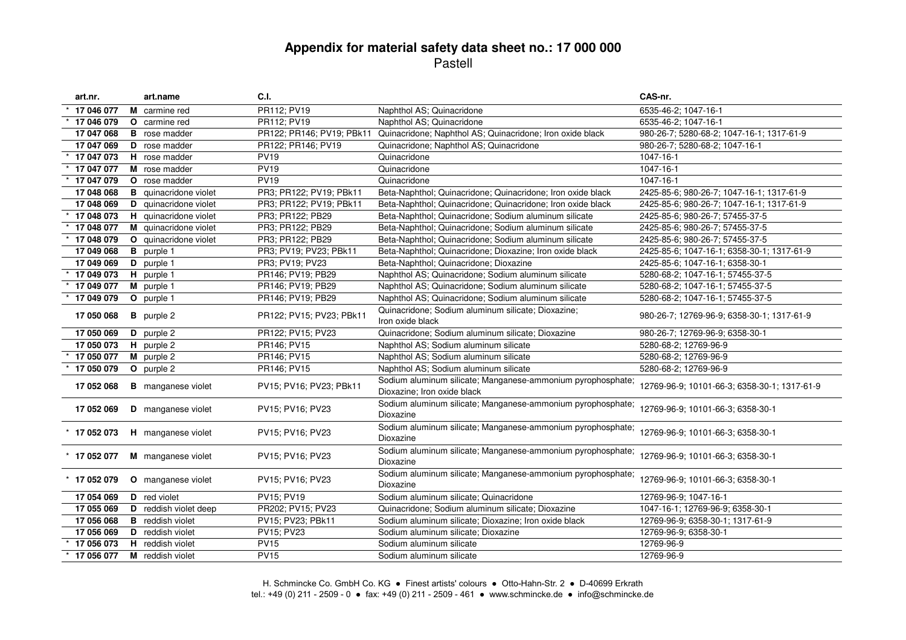# Appendix for material safety data sheet no.: 17 000 000

Pastell

| art.nr. | art.name | C.I. | | CAS-nr. |
|---|---|---|---|---|
| * 17 046 077 | **M** carmine red | PR112; PV19 | Naphthol AS; Quinacridone | 6535-46-2; 1047-16-1 |
| * 17 046 079 | **O** carmine red | PR112; PV19 | Naphthol AS; Quinacridone | 6535-46-2; 1047-16-1 |
| 17 047 068 | **B** rose madder | PR122; PR146; PV19; PBk11 | Quinacridone; Naphthol AS; Quinacridone; Iron oxide black | 980-26-7; 5280-68-2; 1047-16-1; 1317-61-9 |
| 17 047 069 | **D** rose madder | PR122; PR146; PV19 | Quinacridone; Naphthol AS; Quinacridone | 980-26-7; 5280-68-2; 1047-16-1 |
| * 17 047 073 | **H** rose madder | PV19 | Quinacridone | 1047-16-1 |
| * 17 047 077 | **M** rose madder | PV19 | Quinacridone | 1047-16-1 |
| * 17 047 079 | **O** rose madder | PV19 | Quinacridone | 1047-16-1 |
| 17 048 068 | **B** quinacridone violet | PR3; PR122; PV19; PBk11 | Beta-Naphthol; Quinacridone; Quinacridone; Iron oxide black | 2425-85-6; 980-26-7; 1047-16-1; 1317-61-9 |
| 17 048 069 | **D** quinacridone violet | PR3; PR122; PV19; PBk11 | Beta-Naphthol; Quinacridone; Quinacridone; Iron oxide black | 2425-85-6; 980-26-7; 1047-16-1; 1317-61-9 |
| * 17 048 073 | **H** quinacridone violet | PR3; PR122; PB29 | Beta-Naphthol; Quinacridone; Sodium aluminum silicate | 2425-85-6; 980-26-7; 57455-37-5 |
| * 17 048 077 | **M** quinacridone violet | PR3; PR122; PB29 | Beta-Naphthol; Quinacridone; Sodium aluminum silicate | 2425-85-6; 980-26-7; 57455-37-5 |
| * 17 048 079 | **O** quinacridone violet | PR3; PR122; PB29 | Beta-Naphthol; Quinacridone; Sodium aluminum silicate | 2425-85-6; 980-26-7; 57455-37-5 |
| 17 049 068 | **B** purple 1 | PR3; PV19; PV23; PBk11 | Beta-Naphthol; Quinacridone; Dioxazine; Iron oxide black | 2425-85-6; 1047-16-1; 6358-30-1; 1317-61-9 |
| 17 049 069 | **D** purple 1 | PR3; PV19; PV23 | Beta-Naphthol; Quinacridone; Dioxazine | 2425-85-6; 1047-16-1; 6358-30-1 |
| * 17 049 073 | **H** purple 1 | PR146; PV19; PB29 | Naphthol AS; Quinacridone; Sodium aluminum silicate | 5280-68-2; 1047-16-1; 57455-37-5 |
| * 17 049 077 | **M** purple 1 | PR146; PV19; PB29 | Naphthol AS; Quinacridone; Sodium aluminum silicate | 5280-68-2; 1047-16-1; 57455-37-5 |
| * 17 049 079 | **O** purple 1 | PR146; PV19; PB29 | Naphthol AS; Quinacridone; Sodium aluminum silicate | 5280-68-2; 1047-16-1; 57455-37-5 |
| 17 050 068 | **B** purple 2 | PR122; PV15; PV23; PBk11 | Quinacridone; Sodium aluminum silicate; Dioxazine; Iron oxide black | 980-26-7; 12769-96-9; 6358-30-1; 1317-61-9 |
| 17 050 069 | **D** purple 2 | PR122; PV15; PV23 | Quinacridone; Sodium aluminum silicate; Dioxazine | 980-26-7; 12769-96-9; 6358-30-1 |
| 17 050 073 | **H** purple 2 | PR146; PV15 | Naphthol AS; Sodium aluminum silicate | 5280-68-2; 12769-96-9 |
| * 17 050 077 | **M** purple 2 | PR146; PV15 | Naphthol AS; Sodium aluminum silicate | 5280-68-2; 12769-96-9 |
| * 17 050 079 | **O** purple 2 | PR146; PV15 | Naphthol AS; Sodium aluminum silicate | 5280-68-2; 12769-96-9 |
| 17 052 068 | **B** manganese violet | PV15; PV16; PV23; PBk11 | Sodium aluminum silicate; Manganese-ammonium pyrophosphate; Dioxazine; Iron oxide black | 12769-96-9; 10101-66-3; 6358-30-1; 1317-61-9 |
| 17 052 069 | **D** manganese violet | PV15; PV16; PV23 | Sodium aluminum silicate; Manganese-ammonium pyrophosphate; Dioxazine | 12769-96-9; 10101-66-3; 6358-30-1 |
| * 17 052 073 | **H** manganese violet | PV15; PV16; PV23 | Sodium aluminum silicate; Manganese-ammonium pyrophosphate; Dioxazine | 12769-96-9; 10101-66-3; 6358-30-1 |
| * 17 052 077 | **M** manganese violet | PV15; PV16; PV23 | Sodium aluminum silicate; Manganese-ammonium pyrophosphate; Dioxazine | 12769-96-9; 10101-66-3; 6358-30-1 |
| * 17 052 079 | **O** manganese violet | PV15; PV16; PV23 | Sodium aluminum silicate; Manganese-ammonium pyrophosphate; Dioxazine | 12769-96-9; 10101-66-3; 6358-30-1 |
| 17 054 069 | **D** red violet | PV15; PV19 | Sodium aluminum silicate; Quinacridone | 12769-96-9; 1047-16-1 |
| 17 055 069 | **D** reddish violet deep | PR202; PV15; PV23 | Quinacridone; Sodium aluminum silicate; Dioxazine | 1047-16-1; 12769-96-9; 6358-30-1 |
| 17 056 068 | **B** reddish violet | PV15; PV23; PBk11 | Sodium aluminum silicate; Dioxazine; Iron oxide black | 12769-96-9; 6358-30-1; 1317-61-9 |
| 17 056 069 | **D** reddish violet | PV15; PV23 | Sodium aluminum silicate; Dioxazine | 12769-96-9; 6358-30-1 |
| * 17 056 073 | **H** reddish violet | PV15 | Sodium aluminum silicate | 12769-96-9 |
| * 17 056 077 | **M** reddish violet | PV15 | Sodium aluminum silicate | 12769-96-9 |

H. Schmincke Co. GmbH Co. KG ● Finest artists' colours ● Otto-Hahn-Str. 2 ● D-40699 Erkrath
tel.: +49 (0) 211 - 2509 - 0 ● fax: +49 (0) 211 - 2509 - 461 ● www.schmincke.de ● info@schmincke.de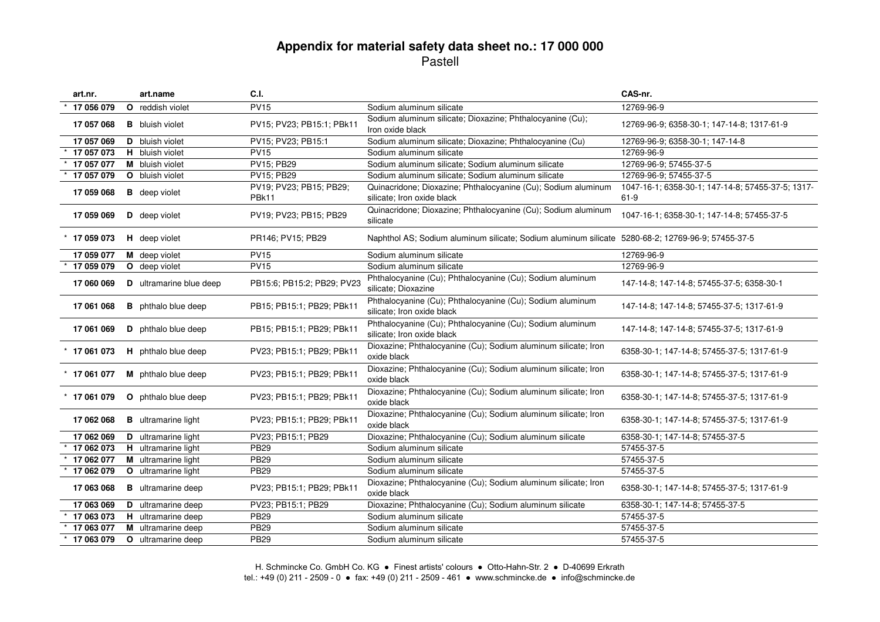## Appendix for material safety data sheet no.: 17 000 000

Pastell

| art.nr. | art.name | C.I. | | CAS-nr. |
|---|---|---|---|---|
| * 17 056 079 | **O** reddish violet | PV15 | Sodium aluminum silicate | 12769-96-9 |
| 17 057 068 | **B** bluish violet | PV15; PV23; PB15:1; PBk11 | Sodium aluminum silicate; Dioxazine; Phthalocyanine (Cu); Iron oxide black | 12769-96-9; 6358-30-1; 147-14-8; 1317-61-9 |
| 17 057 069 | **D** bluish violet | PV15; PV23; PB15:1 | Sodium aluminum silicate; Dioxazine; Phthalocyanine (Cu) | 12769-96-9; 6358-30-1; 147-14-8 |
| * 17 057 073 | **H** bluish violet | PV15 | Sodium aluminum silicate | 12769-96-9 |
| * 17 057 077 | **M** bluish violet | PV15; PB29 | Sodium aluminum silicate; Sodium aluminum silicate | 12769-96-9; 57455-37-5 |
| * 17 057 079 | **O** bluish violet | PV15; PB29 | Sodium aluminum silicate; Sodium aluminum silicate | 12769-96-9; 57455-37-5 |
| 17 059 068 | **B** deep violet | PV19; PV23; PB15; PB29; PBk11 | Quinacridone; Dioxazine; Phthalocyanine (Cu); Sodium aluminum silicate; Iron oxide black | 1047-16-1; 6358-30-1; 147-14-8; 57455-37-5; 1317-61-9 |
| 17 059 069 | **D** deep violet | PV19; PV23; PB15; PB29 | Quinacridone; Dioxazine; Phthalocyanine (Cu); Sodium aluminum silicate | 1047-16-1; 6358-30-1; 147-14-8; 57455-37-5 |
| * 17 059 073 | **H** deep violet | PR146; PV15; PB29 | Naphthol AS; Sodium aluminum silicate; Sodium aluminum silicate | 5280-68-2; 12769-96-9; 57455-37-5 |
| 17 059 077 | **M** deep violet | PV15 | Sodium aluminum silicate | 12769-96-9 |
| * 17 059 079 | **O** deep violet | PV15 | Sodium aluminum silicate | 12769-96-9 |
| 17 060 069 | **D** ultramarine blue deep | PB15:6; PB15:2; PB29; PV23 | Phthalocyanine (Cu); Phthalocyanine (Cu); Sodium aluminum silicate; Dioxazine | 147-14-8; 147-14-8; 57455-37-5; 6358-30-1 |
| 17 061 068 | **B** phthalo blue deep | PB15; PB15:1; PB29; PBk11 | Phthalocyanine (Cu); Phthalocyanine (Cu); Sodium aluminum silicate; Iron oxide black | 147-14-8; 147-14-8; 57455-37-5; 1317-61-9 |
| 17 061 069 | **D** phthalo blue deep | PB15; PB15:1; PB29; PBk11 | Phthalocyanine (Cu); Phthalocyanine (Cu); Sodium aluminum silicate; Iron oxide black | 147-14-8; 147-14-8; 57455-37-5; 1317-61-9 |
| * 17 061 073 | **H** phthalo blue deep | PV23; PB15:1; PB29; PBk11 | Dioxazine; Phthalocyanine (Cu); Sodium aluminum silicate; Iron oxide black | 6358-30-1; 147-14-8; 57455-37-5; 1317-61-9 |
| * 17 061 077 | **M** phthalo blue deep | PV23; PB15:1; PB29; PBk11 | Dioxazine; Phthalocyanine (Cu); Sodium aluminum silicate; Iron oxide black | 6358-30-1; 147-14-8; 57455-37-5; 1317-61-9 |
| * 17 061 079 | **O** phthalo blue deep | PV23; PB15:1; PB29; PBk11 | Dioxazine; Phthalocyanine (Cu); Sodium aluminum silicate; Iron oxide black | 6358-30-1; 147-14-8; 57455-37-5; 1317-61-9 |
| 17 062 068 | **B** ultramarine light | PV23; PB15:1; PB29; PBk11 | Dioxazine; Phthalocyanine (Cu); Sodium aluminum silicate; Iron oxide black | 6358-30-1; 147-14-8; 57455-37-5; 1317-61-9 |
| 17 062 069 | **D** ultramarine light | PV23; PB15:1; PB29 | Dioxazine; Phthalocyanine (Cu); Sodium aluminum silicate | 6358-30-1; 147-14-8; 57455-37-5 |
| * 17 062 073 | **H** ultramarine light | PB29 | Sodium aluminum silicate | 57455-37-5 |
| * 17 062 077 | **M** ultramarine light | PB29 | Sodium aluminum silicate | 57455-37-5 |
| * 17 062 079 | **O** ultramarine light | PB29 | Sodium aluminum silicate | 57455-37-5 |
| 17 063 068 | **B** ultramarine deep | PV23; PB15:1; PB29; PBk11 | Dioxazine; Phthalocyanine (Cu); Sodium aluminum silicate; Iron oxide black | 6358-30-1; 147-14-8; 57455-37-5; 1317-61-9 |
| 17 063 069 | **D** ultramarine deep | PV23; PB15:1; PB29 | Dioxazine; Phthalocyanine (Cu); Sodium aluminum silicate | 6358-30-1; 147-14-8; 57455-37-5 |
| * 17 063 073 | **H** ultramarine deep | PB29 | Sodium aluminum silicate | 57455-37-5 |
| * 17 063 077 | **M** ultramarine deep | PB29 | Sodium aluminum silicate | 57455-37-5 |
| * 17 063 079 | **O** ultramarine deep | PB29 | Sodium aluminum silicate | 57455-37-5 |

H. Schmincke Co. GmbH Co. KG • Finest artists' colours • Otto-Hahn-Str. 2 • D-40699 Erkrath
tel.: +49 (0) 211 - 2509 - 0 • fax: +49 (0) 211 - 2509 - 461 • www.schmincke.de • info@schmincke.de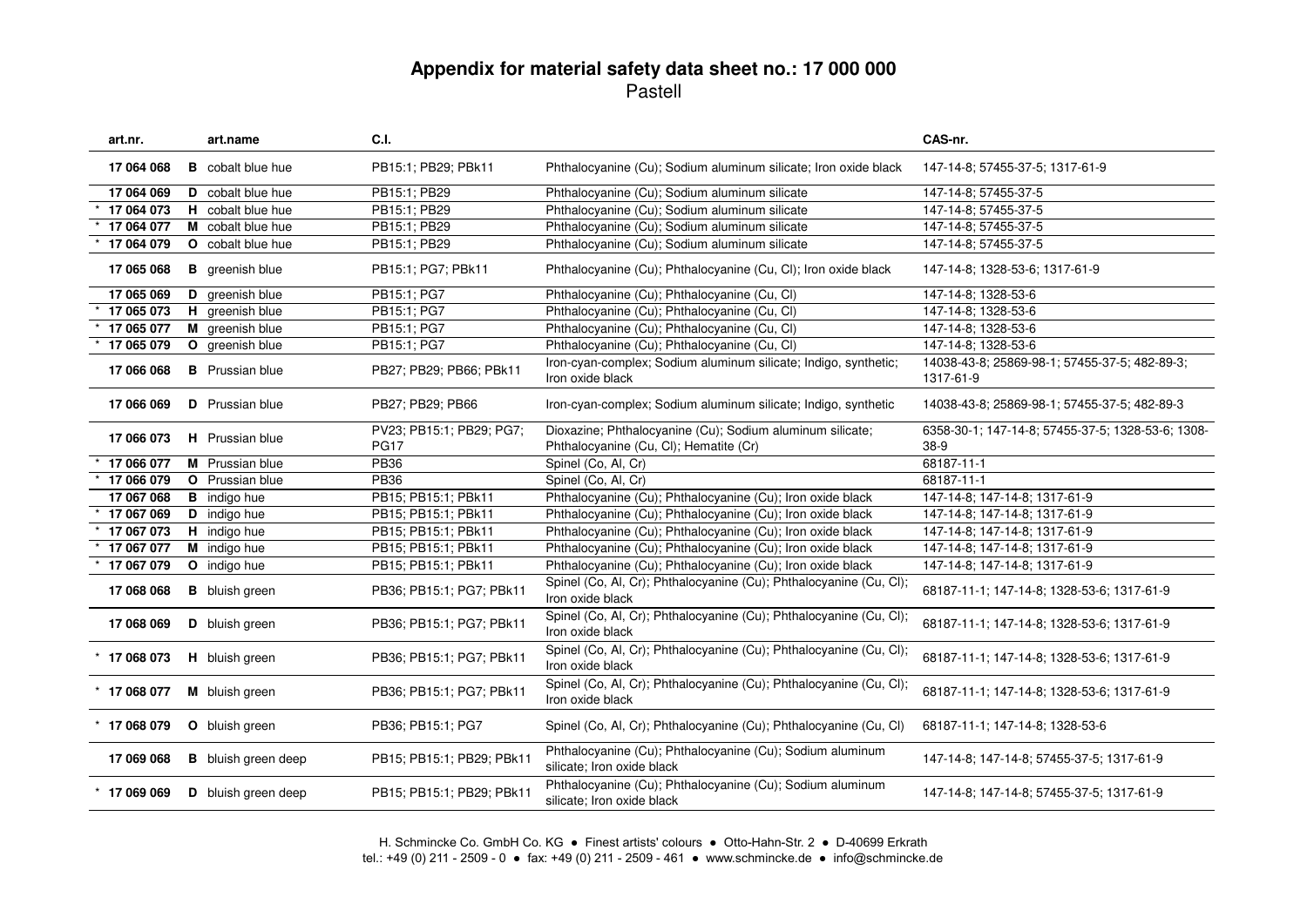# Appendix for material safety data sheet no.: 17 000 000

Pastell

| art.nr. | art.name | C.I. | | CAS-nr. |
|---|---|---|---|---|
| 17 064 068 | **B** cobalt blue hue | PB15:1; PB29; PBk11 | Phthalocyanine (Cu); Sodium aluminum silicate; Iron oxide black | 147-14-8; 57455-37-5; 1317-61-9 |
| 17 064 069 | **D** cobalt blue hue | PB15:1; PB29 | Phthalocyanine (Cu); Sodium aluminum silicate | 147-14-8; 57455-37-5 |
| * 17 064 073 | **H** cobalt blue hue | PB15:1; PB29 | Phthalocyanine (Cu); Sodium aluminum silicate | 147-14-8; 57455-37-5 |
| * 17 064 077 | **M** cobalt blue hue | PB15:1; PB29 | Phthalocyanine (Cu); Sodium aluminum silicate | 147-14-8; 57455-37-5 |
| * 17 064 079 | **O** cobalt blue hue | PB15:1; PB29 | Phthalocyanine (Cu); Sodium aluminum silicate | 147-14-8; 57455-37-5 |
| 17 065 068 | **B** greenish blue | PB15:1; PG7; PBk11 | Phthalocyanine (Cu); Phthalocyanine (Cu, Cl); Iron oxide black | 147-14-8; 1328-53-6; 1317-61-9 |
| 17 065 069 | **D** greenish blue | PB15:1; PG7 | Phthalocyanine (Cu); Phthalocyanine (Cu, Cl) | 147-14-8; 1328-53-6 |
| * 17 065 073 | **H** greenish blue | PB15:1; PG7 | Phthalocyanine (Cu); Phthalocyanine (Cu, Cl) | 147-14-8; 1328-53-6 |
| * 17 065 077 | **M** greenish blue | PB15:1; PG7 | Phthalocyanine (Cu); Phthalocyanine (Cu, Cl) | 147-14-8; 1328-53-6 |
| * 17 065 079 | **O** greenish blue | PB15:1; PG7 | Phthalocyanine (Cu); Phthalocyanine (Cu, Cl) | 147-14-8; 1328-53-6 |
| 17 066 068 | **B** Prussian blue | PB27; PB29; PB66; PBk11 | Iron-cyan-complex; Sodium aluminum silicate; Indigo, synthetic; Iron oxide black | 14038-43-8; 25869-98-1; 57455-37-5; 482-89-3; 1317-61-9 |
| 17 066 069 | **D** Prussian blue | PB27; PB29; PB66 | Iron-cyan-complex; Sodium aluminum silicate; Indigo, synthetic | 14038-43-8; 25869-98-1; 57455-37-5; 482-89-3 |
| 17 066 073 | **H** Prussian blue | PV23; PB15:1; PB29; PG7; PG17 | Dioxazine; Phthalocyanine (Cu); Sodium aluminum silicate; Phthalocyanine (Cu, Cl); Hematite (Cr) | 6358-30-1; 147-14-8; 57455-37-5; 1328-53-6; 1308-38-9 |
| * 17 066 077 | **M** Prussian blue | PB36 | Spinel (Co, Al, Cr) | 68187-11-1 |
| * 17 066 079 | **O** Prussian blue | PB36 | Spinel (Co, Al, Cr) | 68187-11-1 |
| 17 067 068 | **B** indigo hue | PB15; PB15:1; PBk11 | Phthalocyanine (Cu); Phthalocyanine (Cu); Iron oxide black | 147-14-8; 147-14-8; 1317-61-9 |
| * 17 067 069 | **D** indigo hue | PB15; PB15:1; PBk11 | Phthalocyanine (Cu); Phthalocyanine (Cu); Iron oxide black | 147-14-8; 147-14-8; 1317-61-9 |
| * 17 067 073 | **H** indigo hue | PB15; PB15:1; PBk11 | Phthalocyanine (Cu); Phthalocyanine (Cu); Iron oxide black | 147-14-8; 147-14-8; 1317-61-9 |
| * 17 067 077 | **M** indigo hue | PB15; PB15:1; PBk11 | Phthalocyanine (Cu); Phthalocyanine (Cu); Iron oxide black | 147-14-8; 147-14-8; 1317-61-9 |
| * 17 067 079 | **O** indigo hue | PB15; PB15:1; PBk11 | Phthalocyanine (Cu); Phthalocyanine (Cu); Iron oxide black | 147-14-8; 147-14-8; 1317-61-9 |
| 17 068 068 | **B** bluish green | PB36; PB15:1; PG7; PBk11 | Spinel (Co, Al, Cr); Phthalocyanine (Cu); Phthalocyanine (Cu, Cl); Iron oxide black | 68187-11-1; 147-14-8; 1328-53-6; 1317-61-9 |
| 17 068 069 | **D** bluish green | PB36; PB15:1; PG7; PBk11 | Spinel (Co, Al, Cr); Phthalocyanine (Cu); Phthalocyanine (Cu, Cl); Iron oxide black | 68187-11-1; 147-14-8; 1328-53-6; 1317-61-9 |
| * 17 068 073 | **H** bluish green | PB36; PB15:1; PG7; PBk11 | Spinel (Co, Al, Cr); Phthalocyanine (Cu); Phthalocyanine (Cu, Cl); Iron oxide black | 68187-11-1; 147-14-8; 1328-53-6; 1317-61-9 |
| * 17 068 077 | **M** bluish green | PB36; PB15:1; PG7; PBk11 | Spinel (Co, Al, Cr); Phthalocyanine (Cu); Phthalocyanine (Cu, Cl); Iron oxide black | 68187-11-1; 147-14-8; 1328-53-6; 1317-61-9 |
| * 17 068 079 | **O** bluish green | PB36; PB15:1; PG7 | Spinel (Co, Al, Cr); Phthalocyanine (Cu); Phthalocyanine (Cu, Cl) | 68187-11-1; 147-14-8; 1328-53-6 |
| 17 069 068 | **B** bluish green deep | PB15; PB15:1; PB29; PBk11 | Phthalocyanine (Cu); Phthalocyanine (Cu); Sodium aluminum silicate; Iron oxide black | 147-14-8; 147-14-8; 57455-37-5; 1317-61-9 |
| * 17 069 069 | **D** bluish green deep | PB15; PB15:1; PB29; PBk11 | Phthalocyanine (Cu); Phthalocyanine (Cu); Sodium aluminum silicate; Iron oxide black | 147-14-8; 147-14-8; 57455-37-5; 1317-61-9 |

H. Schmincke Co. GmbH Co. KG ● Finest artists' colours ● Otto-Hahn-Str. 2 ● D-40699 Erkrath
tel.: +49 (0) 211 - 2509 - 0 ● fax: +49 (0) 211 - 2509 - 461 ● www.schmincke.de ● info@schmincke.de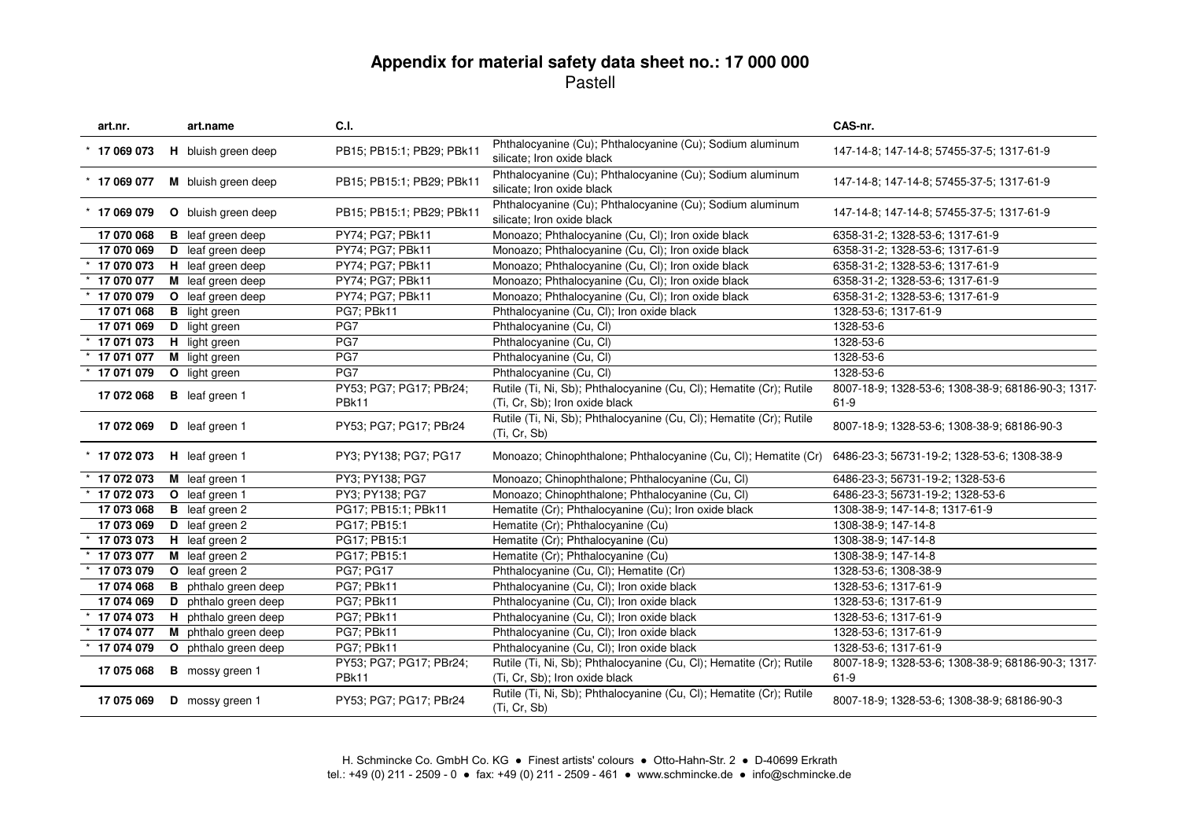# Appendix for material safety data sheet no.: 17 000 000

Pastell

| art.nr. | art.name | C.I. | | CAS-nr. |
|---|---|---|---|---|
| * 17 069 073 | **H** bluish green deep | PB15; PB15:1; PB29; PBk11 | Phthalocyanine (Cu); Phthalocyanine (Cu); Sodium aluminum silicate; Iron oxide black | 147-14-8; 147-14-8; 57455-37-5; 1317-61-9 |
| * 17 069 077 | **M** bluish green deep | PB15; PB15:1; PB29; PBk11 | Phthalocyanine (Cu); Phthalocyanine (Cu); Sodium aluminum silicate; Iron oxide black | 147-14-8; 147-14-8; 57455-37-5; 1317-61-9 |
| * 17 069 079 | **O** bluish green deep | PB15; PB15:1; PB29; PBk11 | Phthalocyanine (Cu); Phthalocyanine (Cu); Sodium aluminum silicate; Iron oxide black | 147-14-8; 147-14-8; 57455-37-5; 1317-61-9 |
| 17 070 068 | **B** leaf green deep | PY74; PG7; PBk11 | Monoazo; Phthalocyanine (Cu, Cl); Iron oxide black | 6358-31-2; 1328-53-6; 1317-61-9 |
| 17 070 069 | **D** leaf green deep | PY74; PG7; PBk11 | Monoazo; Phthalocyanine (Cu, Cl); Iron oxide black | 6358-31-2; 1328-53-6; 1317-61-9 |
| * 17 070 073 | **H** leaf green deep | PY74; PG7; PBk11 | Monoazo; Phthalocyanine (Cu, Cl); Iron oxide black | 6358-31-2; 1328-53-6; 1317-61-9 |
| * 17 070 077 | **M** leaf green deep | PY74; PG7; PBk11 | Monoazo; Phthalocyanine (Cu, Cl); Iron oxide black | 6358-31-2; 1328-53-6; 1317-61-9 |
| * 17 070 079 | **O** leaf green deep | PY74; PG7; PBk11 | Monoazo; Phthalocyanine (Cu, Cl); Iron oxide black | 6358-31-2; 1328-53-6; 1317-61-9 |
| 17 071 068 | **B** light green | PG7; PBk11 | Phthalocyanine (Cu, Cl); Iron oxide black | 1328-53-6; 1317-61-9 |
| 17 071 069 | **D** light green | PG7 | Phthalocyanine (Cu, Cl) | 1328-53-6 |
| * 17 071 073 | **H** light green | PG7 | Phthalocyanine (Cu, Cl) | 1328-53-6 |
| * 17 071 077 | **M** light green | PG7 | Phthalocyanine (Cu, Cl) | 1328-53-6 |
| * 17 071 079 | **O** light green | PG7 | Phthalocyanine (Cu, Cl) | 1328-53-6 |
| 17 072 068 | **B** leaf green 1 | PY53; PG7; PG17; PBr24; PBk11 | Rutile (Ti, Ni, Sb); Phthalocyanine (Cu, Cl); Hematite (Cr); Rutile (Ti, Cr, Sb); Iron oxide black | 8007-18-9; 1328-53-6; 1308-38-9; 68186-90-3; 1317-61-9 |
| 17 072 069 | **D** leaf green 1 | PY53; PG7; PG17; PBr24 | Rutile (Ti, Ni, Sb); Phthalocyanine (Cu, Cl); Hematite (Cr); Rutile (Ti, Cr, Sb) | 8007-18-9; 1328-53-6; 1308-38-9; 68186-90-3 |
| * 17 072 073 | **H** leaf green 1 | PY3; PY138; PG7; PG17 | Monoazo; Chinophthalone; Phthalocyanine (Cu, Cl); Hematite (Cr) | 6486-23-3; 56731-19-2; 1328-53-6; 1308-38-9 |
| * 17 072 073 | **M** leaf green 1 | PY3; PY138; PG7 | Monoazo; Chinophthalone; Phthalocyanine (Cu, Cl) | 6486-23-3; 56731-19-2; 1328-53-6 |
| * 17 072 073 | **O** leaf green 1 | PY3; PY138; PG7 | Monoazo; Chinophthalone; Phthalocyanine (Cu, Cl) | 6486-23-3; 56731-19-2; 1328-53-6 |
| 17 073 068 | **B** leaf green 2 | PG17; PB15:1; PBk11 | Hematite (Cr); Phthalocyanine (Cu); Iron oxide black | 1308-38-9; 147-14-8; 1317-61-9 |
| 17 073 069 | **D** leaf green 2 | PG17; PB15:1 | Hematite (Cr); Phthalocyanine (Cu) | 1308-38-9; 147-14-8 |
| * 17 073 073 | **H** leaf green 2 | PG17; PB15:1 | Hematite (Cr); Phthalocyanine (Cu) | 1308-38-9; 147-14-8 |
| * 17 073 077 | **M** leaf green 2 | PG17; PB15:1 | Hematite (Cr); Phthalocyanine (Cu) | 1308-38-9; 147-14-8 |
| * 17 073 079 | **O** leaf green 2 | PG7; PG17 | Phthalocyanine (Cu, Cl); Hematite (Cr) | 1328-53-6; 1308-38-9 |
| 17 074 068 | **B** phthalo green deep | PG7; PBk11 | Phthalocyanine (Cu, Cl); Iron oxide black | 1328-53-6; 1317-61-9 |
| 17 074 069 | **D** phthalo green deep | PG7; PBk11 | Phthalocyanine (Cu, Cl); Iron oxide black | 1328-53-6; 1317-61-9 |
| * 17 074 073 | **H** phthalo green deep | PG7; PBk11 | Phthalocyanine (Cu, Cl); Iron oxide black | 1328-53-6; 1317-61-9 |
| * 17 074 077 | **M** phthalo green deep | PG7; PBk11 | Phthalocyanine (Cu, Cl); Iron oxide black | 1328-53-6; 1317-61-9 |
| * 17 074 079 | **O** phthalo green deep | PG7; PBk11 | Phthalocyanine (Cu, Cl); Iron oxide black | 1328-53-6; 1317-61-9 |
| 17 075 068 | **B** mossy green 1 | PY53; PG7; PG17; PBr24; PBk11 | Rutile (Ti, Ni, Sb); Phthalocyanine (Cu, Cl); Hematite (Cr); Rutile (Ti, Cr, Sb); Iron oxide black | 8007-18-9; 1328-53-6; 1308-38-9; 68186-90-3; 1317-61-9 |
| 17 075 069 | **D** mossy green 1 | PY53; PG7; PG17; PBr24 | Rutile (Ti, Ni, Sb); Phthalocyanine (Cu, Cl); Hematite (Cr); Rutile (Ti, Cr, Sb) | 8007-18-9; 1328-53-6; 1308-38-9; 68186-90-3 |

H. Schmincke Co. GmbH Co. KG • Finest artists' colours • Otto-Hahn-Str. 2 • D-40699 Erkrath
tel.: +49 (0) 211 - 2509 - 0 • fax: +49 (0) 211 - 2509 - 461 • www.schmincke.de • info@schmincke.de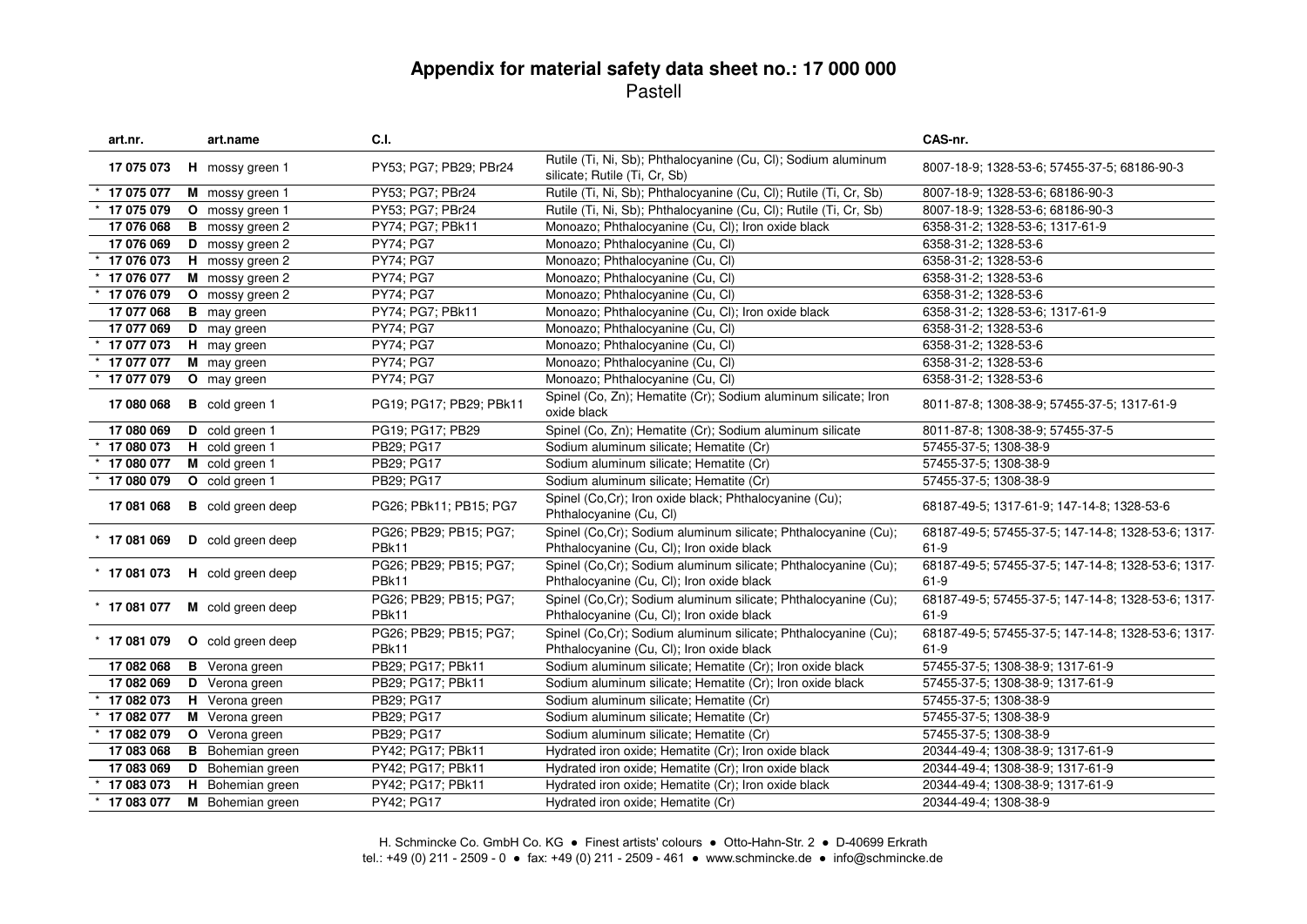# Appendix for material safety data sheet no.: 17 000 000

Pastell

| art.nr. | art.name | C.I. | | CAS-nr. |
|---|---|---|---|---|
| 17 075 073 | **H** mossy green 1 | PY53; PG7; PB29; PBr24 | Rutile (Ti, Ni, Sb); Phthalocyanine (Cu, Cl); Sodium aluminum silicate; Rutile (Ti, Cr, Sb) | 8007-18-9; 1328-53-6; 57455-37-5; 68186-90-3 |
| * 17 075 077 | **M** mossy green 1 | PY53; PG7; PBr24 | Rutile (Ti, Ni, Sb); Phthalocyanine (Cu, Cl); Rutile (Ti, Cr, Sb) | 8007-18-9; 1328-53-6; 68186-90-3 |
| * 17 075 079 | **O** mossy green 1 | PY53; PG7; PBr24 | Rutile (Ti, Ni, Sb); Phthalocyanine (Cu, Cl); Rutile (Ti, Cr, Sb) | 8007-18-9; 1328-53-6; 68186-90-3 |
| 17 076 068 | **B** mossy green 2 | PY74; PG7; PBk11 | Monoazo; Phthalocyanine (Cu, Cl); Iron oxide black | 6358-31-2; 1328-53-6; 1317-61-9 |
| 17 076 069 | **D** mossy green 2 | PY74; PG7 | Monoazo; Phthalocyanine (Cu, Cl) | 6358-31-2; 1328-53-6 |
| * 17 076 073 | **H** mossy green 2 | PY74; PG7 | Monoazo; Phthalocyanine (Cu, Cl) | 6358-31-2; 1328-53-6 |
| * 17 076 077 | **M** mossy green 2 | PY74; PG7 | Monoazo; Phthalocyanine (Cu, Cl) | 6358-31-2; 1328-53-6 |
| * 17 076 079 | **O** mossy green 2 | PY74; PG7 | Monoazo; Phthalocyanine (Cu, Cl) | 6358-31-2; 1328-53-6 |
| 17 077 068 | **B** may green | PY74; PG7; PBk11 | Monoazo; Phthalocyanine (Cu, Cl); Iron oxide black | 6358-31-2; 1328-53-6; 1317-61-9 |
| 17 077 069 | **D** may green | PY74; PG7 | Monoazo; Phthalocyanine (Cu, Cl) | 6358-31-2; 1328-53-6 |
| * 17 077 073 | **H** may green | PY74; PG7 | Monoazo; Phthalocyanine (Cu, Cl) | 6358-31-2; 1328-53-6 |
| * 17 077 077 | **M** may green | PY74; PG7 | Monoazo; Phthalocyanine (Cu, Cl) | 6358-31-2; 1328-53-6 |
| * 17 077 079 | **O** may green | PY74; PG7 | Monoazo; Phthalocyanine (Cu, Cl) | 6358-31-2; 1328-53-6 |
| 17 080 068 | **B** cold green 1 | PG19; PG17; PB29; PBk11 | Spinel (Co, Zn); Hematite (Cr); Sodium aluminum silicate; Iron oxide black | 8011-87-8; 1308-38-9; 57455-37-5; 1317-61-9 |
| 17 080 069 | **D** cold green 1 | PG19; PG17; PB29 | Spinel (Co, Zn); Hematite (Cr); Sodium aluminum silicate | 8011-87-8; 1308-38-9; 57455-37-5 |
| * 17 080 073 | **H** cold green 1 | PB29; PG17 | Sodium aluminum silicate; Hematite (Cr) | 57455-37-5; 1308-38-9 |
| * 17 080 077 | **M** cold green 1 | PB29; PG17 | Sodium aluminum silicate; Hematite (Cr) | 57455-37-5; 1308-38-9 |
| * 17 080 079 | **O** cold green 1 | PB29; PG17 | Sodium aluminum silicate; Hematite (Cr) | 57455-37-5; 1308-38-9 |
| 17 081 068 | **B** cold green deep | PG26; PBk11; PB15; PG7 | Spinel (Co,Cr); Iron oxide black; Phthalocyanine (Cu); Phthalocyanine (Cu, Cl) | 68187-49-5; 1317-61-9; 147-14-8; 1328-53-6 |
| * 17 081 069 | **D** cold green deep | PG26; PB29; PB15; PG7; PBk11 | Spinel (Co,Cr); Sodium aluminum silicate; Phthalocyanine (Cu); Phthalocyanine (Cu, Cl); Iron oxide black | 68187-49-5; 57455-37-5; 147-14-8; 1328-53-6; 1317-61-9 |
| * 17 081 073 | **H** cold green deep | PG26; PB29; PB15; PG7; PBk11 | Spinel (Co,Cr); Sodium aluminum silicate; Phthalocyanine (Cu); Phthalocyanine (Cu, Cl); Iron oxide black | 68187-49-5; 57455-37-5; 147-14-8; 1328-53-6; 1317-61-9 |
| * 17 081 077 | **M** cold green deep | PG26; PB29; PB15; PG7; PBk11 | Spinel (Co,Cr); Sodium aluminum silicate; Phthalocyanine (Cu); Phthalocyanine (Cu, Cl); Iron oxide black | 68187-49-5; 57455-37-5; 147-14-8; 1328-53-6; 1317-61-9 |
| * 17 081 079 | **O** cold green deep | PG26; PB29; PB15; PG7; PBk11 | Spinel (Co,Cr); Sodium aluminum silicate; Phthalocyanine (Cu); Phthalocyanine (Cu, Cl); Iron oxide black | 68187-49-5; 57455-37-5; 147-14-8; 1328-53-6; 1317-61-9 |
| 17 082 068 | **B** Verona green | PB29; PG17; PBk11 | Sodium aluminum silicate; Hematite (Cr); Iron oxide black | 57455-37-5; 1308-38-9; 1317-61-9 |
| 17 082 069 | **D** Verona green | PB29; PG17; PBk11 | Sodium aluminum silicate; Hematite (Cr); Iron oxide black | 57455-37-5; 1308-38-9; 1317-61-9 |
| * 17 082 073 | **H** Verona green | PB29; PG17 | Sodium aluminum silicate; Hematite (Cr) | 57455-37-5; 1308-38-9 |
| * 17 082 077 | **M** Verona green | PB29; PG17 | Sodium aluminum silicate; Hematite (Cr) | 57455-37-5; 1308-38-9 |
| * 17 082 079 | **O** Verona green | PB29; PG17 | Sodium aluminum silicate; Hematite (Cr) | 57455-37-5; 1308-38-9 |
| 17 083 068 | **B** Bohemian green | PY42; PG17; PBk11 | Hydrated iron oxide; Hematite (Cr); Iron oxide black | 20344-49-4; 1308-38-9; 1317-61-9 |
| 17 083 069 | **D** Bohemian green | PY42; PG17; PBk11 | Hydrated iron oxide; Hematite (Cr); Iron oxide black | 20344-49-4; 1308-38-9; 1317-61-9 |
| * 17 083 073 | **H** Bohemian green | PY42; PG17; PBk11 | Hydrated iron oxide; Hematite (Cr); Iron oxide black | 20344-49-4; 1308-38-9; 1317-61-9 |
| * 17 083 077 | **M** Bohemian green | PY42; PG17 | Hydrated iron oxide; Hematite (Cr) | 20344-49-4; 1308-38-9 |

H. Schmincke Co. GmbH Co. KG • Finest artists' colours • Otto-Hahn-Str. 2 • D-40699 Erkrath
tel.: +49 (0) 211 - 2509 - 0 • fax: +49 (0) 211 - 2509 - 461 • www.schmincke.de • info@schmincke.de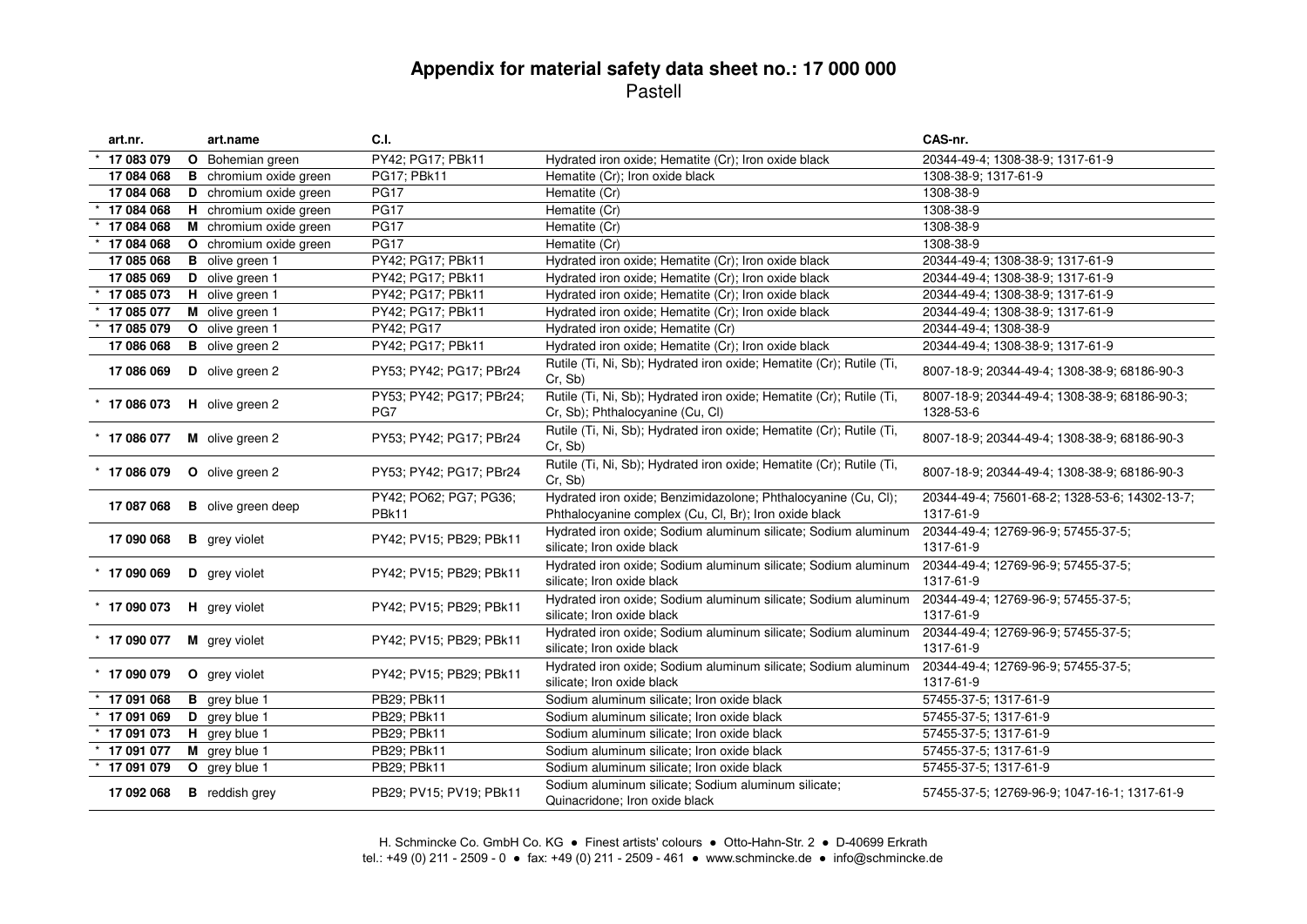# Appendix for material safety data sheet no.: 17 000 000

Pastell

| art.nr. | art.name | C.I. | | CAS-nr. |
|---|---|---|---|---|
| * 17 083 079 | **O** Bohemian green | PY42; PG17; PBk11 | Hydrated iron oxide; Hematite (Cr); Iron oxide black | 20344-49-4; 1308-38-9; 1317-61-9 |
| 17 084 068 | **B** chromium oxide green | PG17; PBk11 | Hematite (Cr); Iron oxide black | 1308-38-9; 1317-61-9 |
| 17 084 068 | **D** chromium oxide green | PG17 | Hematite (Cr) | 1308-38-9 |
| * 17 084 068 | **H** chromium oxide green | PG17 | Hematite (Cr) | 1308-38-9 |
| * 17 084 068 | **M** chromium oxide green | PG17 | Hematite (Cr) | 1308-38-9 |
| * 17 084 068 | **O** chromium oxide green | PG17 | Hematite (Cr) | 1308-38-9 |
| 17 085 068 | **B** olive green 1 | PY42; PG17; PBk11 | Hydrated iron oxide; Hematite (Cr); Iron oxide black | 20344-49-4; 1308-38-9; 1317-61-9 |
| 17 085 069 | **D** olive green 1 | PY42; PG17; PBk11 | Hydrated iron oxide; Hematite (Cr); Iron oxide black | 20344-49-4; 1308-38-9; 1317-61-9 |
| * 17 085 073 | **H** olive green 1 | PY42; PG17; PBk11 | Hydrated iron oxide; Hematite (Cr); Iron oxide black | 20344-49-4; 1308-38-9; 1317-61-9 |
| * 17 085 077 | **M** olive green 1 | PY42; PG17; PBk11 | Hydrated iron oxide; Hematite (Cr); Iron oxide black | 20344-49-4; 1308-38-9; 1317-61-9 |
| * 17 085 079 | **O** olive green 1 | PY42; PG17 | Hydrated iron oxide; Hematite (Cr) | 20344-49-4; 1308-38-9 |
| 17 086 068 | **B** olive green 2 | PY42; PG17; PBk11 | Hydrated iron oxide; Hematite (Cr); Iron oxide black | 20344-49-4; 1308-38-9; 1317-61-9 |
| 17 086 069 | **D** olive green 2 | PY53; PY42; PG17; PBr24 | Rutile (Ti, Ni, Sb); Hydrated iron oxide; Hematite (Cr); Rutile (Ti, Cr, Sb) | 8007-18-9; 20344-49-4; 1308-38-9; 68186-90-3 |
| * 17 086 073 | **H** olive green 2 | PY53; PY42; PG17; PBr24; PG7 | Rutile (Ti, Ni, Sb); Hydrated iron oxide; Hematite (Cr); Rutile (Ti, Cr, Sb); Phthalocyanine (Cu, Cl) | 8007-18-9; 20344-49-4; 1308-38-9; 68186-90-3; 1328-53-6 |
| * 17 086 077 | **M** olive green 2 | PY53; PY42; PG17; PBr24 | Rutile (Ti, Ni, Sb); Hydrated iron oxide; Hematite (Cr); Rutile (Ti, Cr, Sb) | 8007-18-9; 20344-49-4; 1308-38-9; 68186-90-3 |
| * 17 086 079 | **O** olive green 2 | PY53; PY42; PG17; PBr24 | Rutile (Ti, Ni, Sb); Hydrated iron oxide; Hematite (Cr); Rutile (Ti, Cr, Sb) | 8007-18-9; 20344-49-4; 1308-38-9; 68186-90-3 |
| 17 087 068 | **B** olive green deep | PY42; PO62; PG7; PG36; PBk11 | Hydrated iron oxide; Benzimidazolone; Phthalocyanine (Cu, Cl); Phthalocyanine complex (Cu, Cl, Br); Iron oxide black | 20344-49-4; 75601-68-2; 1328-53-6; 14302-13-7; 1317-61-9 |
| 17 090 068 | **B** grey violet | PY42; PV15; PB29; PBk11 | Hydrated iron oxide; Sodium aluminum silicate; Sodium aluminum silicate; Iron oxide black | 20344-49-4; 12769-96-9; 57455-37-5; 1317-61-9 |
| * 17 090 069 | **D** grey violet | PY42; PV15; PB29; PBk11 | Hydrated iron oxide; Sodium aluminum silicate; Sodium aluminum silicate; Iron oxide black | 20344-49-4; 12769-96-9; 57455-37-5; 1317-61-9 |
| * 17 090 073 | **H** grey violet | PY42; PV15; PB29; PBk11 | Hydrated iron oxide; Sodium aluminum silicate; Sodium aluminum silicate; Iron oxide black | 20344-49-4; 12769-96-9; 57455-37-5; 1317-61-9 |
| * 17 090 077 | **M** grey violet | PY42; PV15; PB29; PBk11 | Hydrated iron oxide; Sodium aluminum silicate; Sodium aluminum silicate; Iron oxide black | 20344-49-4; 12769-96-9; 57455-37-5; 1317-61-9 |
| * 17 090 079 | **O** grey violet | PY42; PV15; PB29; PBk11 | Hydrated iron oxide; Sodium aluminum silicate; Sodium aluminum silicate; Iron oxide black | 20344-49-4; 12769-96-9; 57455-37-5; 1317-61-9 |
| * 17 091 068 | **B** grey blue 1 | PB29; PBk11 | Sodium aluminum silicate; Iron oxide black | 57455-37-5; 1317-61-9 |
| * 17 091 069 | **D** grey blue 1 | PB29; PBk11 | Sodium aluminum silicate; Iron oxide black | 57455-37-5; 1317-61-9 |
| * 17 091 073 | **H** grey blue 1 | PB29; PBk11 | Sodium aluminum silicate; Iron oxide black | 57455-37-5; 1317-61-9 |
| * 17 091 077 | **M** grey blue 1 | PB29; PBk11 | Sodium aluminum silicate; Iron oxide black | 57455-37-5; 1317-61-9 |
| * 17 091 079 | **O** grey blue 1 | PB29; PBk11 | Sodium aluminum silicate; Iron oxide black | 57455-37-5; 1317-61-9 |
| 17 092 068 | **B** reddish grey | PB29; PV15; PV19; PBk11 | Sodium aluminum silicate; Sodium aluminum silicate; Quinacridone; Iron oxide black | 57455-37-5; 12769-96-9; 1047-16-1; 1317-61-9 |

H. Schmincke Co. GmbH Co. KG ● Finest artists' colours ● Otto-Hahn-Str. 2 ● D-40699 Erkrath
tel.: +49 (0) 211 - 2509 - 0 ● fax: +49 (0) 211 - 2509 - 461 ● www.schmincke.de ● info@schmincke.de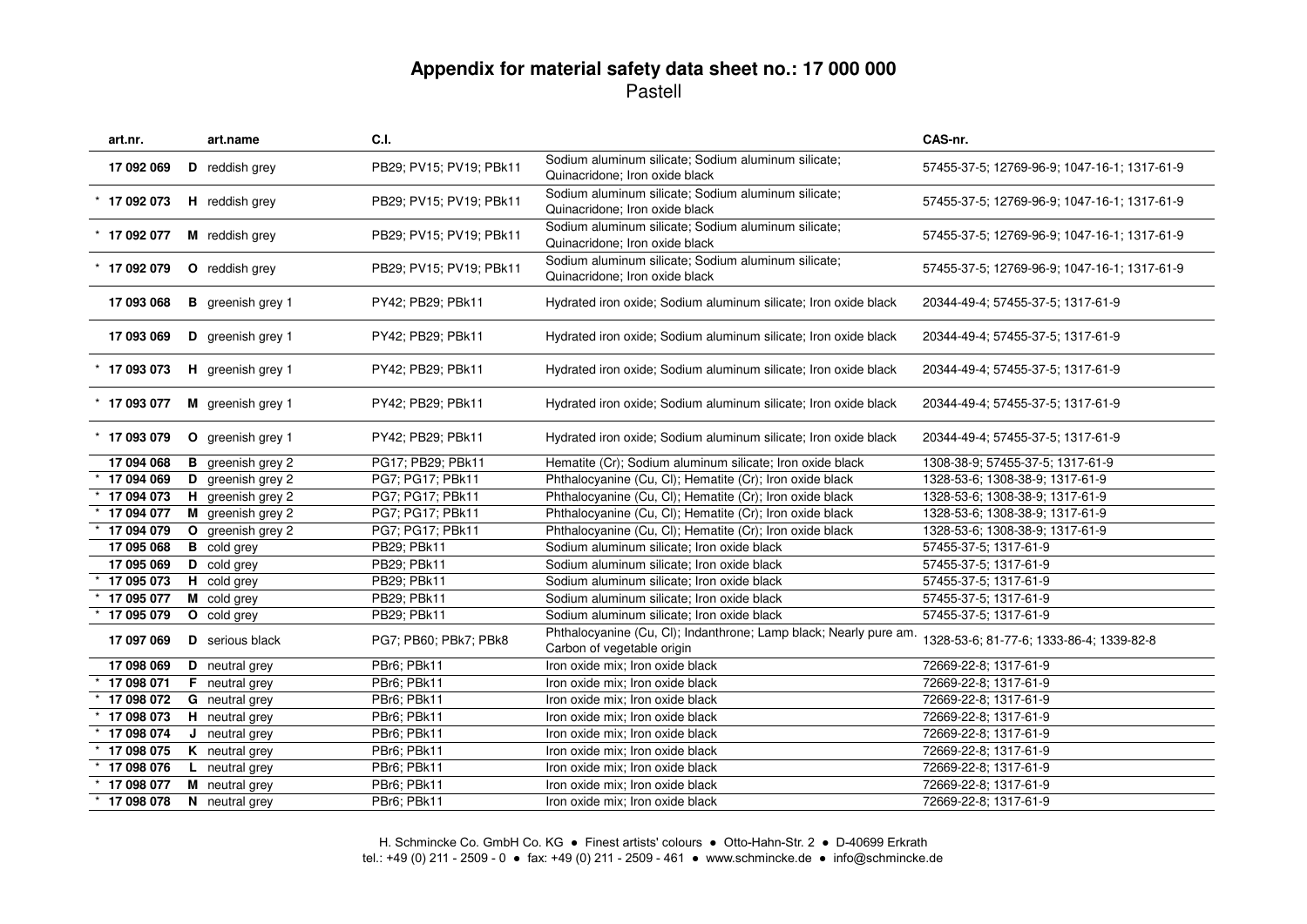# Appendix for material safety data sheet no.: 17 000 000

Pastell

| art.nr. | art.name | C.I. | | CAS-nr. |
|---|---|---|---|---|
| 17 092 069 | **D** reddish grey | PB29; PV15; PV19; PBk11 | Sodium aluminum silicate; Sodium aluminum silicate; Quinacridone; Iron oxide black | 57455-37-5; 12769-96-9; 1047-16-1; 1317-61-9 |
| * 17 092 073 | **H** reddish grey | PB29; PV15; PV19; PBk11 | Sodium aluminum silicate; Sodium aluminum silicate; Quinacridone; Iron oxide black | 57455-37-5; 12769-96-9; 1047-16-1; 1317-61-9 |
| * 17 092 077 | **M** reddish grey | PB29; PV15; PV19; PBk11 | Sodium aluminum silicate; Sodium aluminum silicate; Quinacridone; Iron oxide black | 57455-37-5; 12769-96-9; 1047-16-1; 1317-61-9 |
| * 17 092 079 | **O** reddish grey | PB29; PV15; PV19; PBk11 | Sodium aluminum silicate; Sodium aluminum silicate; Quinacridone; Iron oxide black | 57455-37-5; 12769-96-9; 1047-16-1; 1317-61-9 |
| 17 093 068 | **B** greenish grey 1 | PY42; PB29; PBk11 | Hydrated iron oxide; Sodium aluminum silicate; Iron oxide black | 20344-49-4; 57455-37-5; 1317-61-9 |
| 17 093 069 | **D** greenish grey 1 | PY42; PB29; PBk11 | Hydrated iron oxide; Sodium aluminum silicate; Iron oxide black | 20344-49-4; 57455-37-5; 1317-61-9 |
| * 17 093 073 | **H** greenish grey 1 | PY42; PB29; PBk11 | Hydrated iron oxide; Sodium aluminum silicate; Iron oxide black | 20344-49-4; 57455-37-5; 1317-61-9 |
| * 17 093 077 | **M** greenish grey 1 | PY42; PB29; PBk11 | Hydrated iron oxide; Sodium aluminum silicate; Iron oxide black | 20344-49-4; 57455-37-5; 1317-61-9 |
| * 17 093 079 | **O** greenish grey 1 | PY42; PB29; PBk11 | Hydrated iron oxide; Sodium aluminum silicate; Iron oxide black | 20344-49-4; 57455-37-5; 1317-61-9 |
| 17 094 068 | **B** greenish grey 2 | PG17; PB29; PBk11 | Hematite (Cr); Sodium aluminum silicate; Iron oxide black | 1308-38-9; 57455-37-5; 1317-61-9 |
| * 17 094 069 | **D** greenish grey 2 | PG7; PG17; PBk11 | Phthalocyanine (Cu, Cl); Hematite (Cr); Iron oxide black | 1328-53-6; 1308-38-9; 1317-61-9 |
| * 17 094 073 | **H** greenish grey 2 | PG7; PG17; PBk11 | Phthalocyanine (Cu, Cl); Hematite (Cr); Iron oxide black | 1328-53-6; 1308-38-9; 1317-61-9 |
| * 17 094 077 | **M** greenish grey 2 | PG7; PG17; PBk11 | Phthalocyanine (Cu, Cl); Hematite (Cr); Iron oxide black | 1328-53-6; 1308-38-9; 1317-61-9 |
| * 17 094 079 | **O** greenish grey 2 | PG7; PG17; PBk11 | Phthalocyanine (Cu, Cl); Hematite (Cr); Iron oxide black | 1328-53-6; 1308-38-9; 1317-61-9 |
| 17 095 068 | **B** cold grey | PB29; PBk11 | Sodium aluminum silicate; Iron oxide black | 57455-37-5; 1317-61-9 |
| 17 095 069 | **D** cold grey | PB29; PBk11 | Sodium aluminum silicate; Iron oxide black | 57455-37-5; 1317-61-9 |
| * 17 095 073 | **H** cold grey | PB29; PBk11 | Sodium aluminum silicate; Iron oxide black | 57455-37-5; 1317-61-9 |
| * 17 095 077 | **M** cold grey | PB29; PBk11 | Sodium aluminum silicate; Iron oxide black | 57455-37-5; 1317-61-9 |
| * 17 095 079 | **O** cold grey | PB29; PBk11 | Sodium aluminum silicate; Iron oxide black | 57455-37-5; 1317-61-9 |
| 17 097 069 | **D** serious black | PG7; PB60; PBk7; PBk8 | Phthalocyanine (Cu, Cl); Indanthrone; Lamp black; Nearly pure am. Carbon of vegetable origin | 1328-53-6; 81-77-6; 1333-86-4; 1339-82-8 |
| 17 098 069 | **D** neutral grey | PBr6; PBk11 | Iron oxide mix; Iron oxide black | 72669-22-8; 1317-61-9 |
| * 17 098 071 | **F** neutral grey | PBr6; PBk11 | Iron oxide mix; Iron oxide black | 72669-22-8; 1317-61-9 |
| * 17 098 072 | **G** neutral grey | PBr6; PBk11 | Iron oxide mix; Iron oxide black | 72669-22-8; 1317-61-9 |
| * 17 098 073 | **H** neutral grey | PBr6; PBk11 | Iron oxide mix; Iron oxide black | 72669-22-8; 1317-61-9 |
| * 17 098 074 | **J** neutral grey | PBr6; PBk11 | Iron oxide mix; Iron oxide black | 72669-22-8; 1317-61-9 |
| * 17 098 075 | **K** neutral grey | PBr6; PBk11 | Iron oxide mix; Iron oxide black | 72669-22-8; 1317-61-9 |
| * 17 098 076 | **L** neutral grey | PBr6; PBk11 | Iron oxide mix; Iron oxide black | 72669-22-8; 1317-61-9 |
| * 17 098 077 | **M** neutral grey | PBr6; PBk11 | Iron oxide mix; Iron oxide black | 72669-22-8; 1317-61-9 |
| * 17 098 078 | **N** neutral grey | PBr6; PBk11 | Iron oxide mix; Iron oxide black | 72669-22-8; 1317-61-9 |

H. Schmincke Co. GmbH Co. KG ● Finest artists' colours ● Otto-Hahn-Str. 2 ● D-40699 Erkrath
tel.: +49 (0) 211 - 2509 - 0 ● fax: +49 (0) 211 - 2509 - 461 ● www.schmincke.de ● info@schmincke.de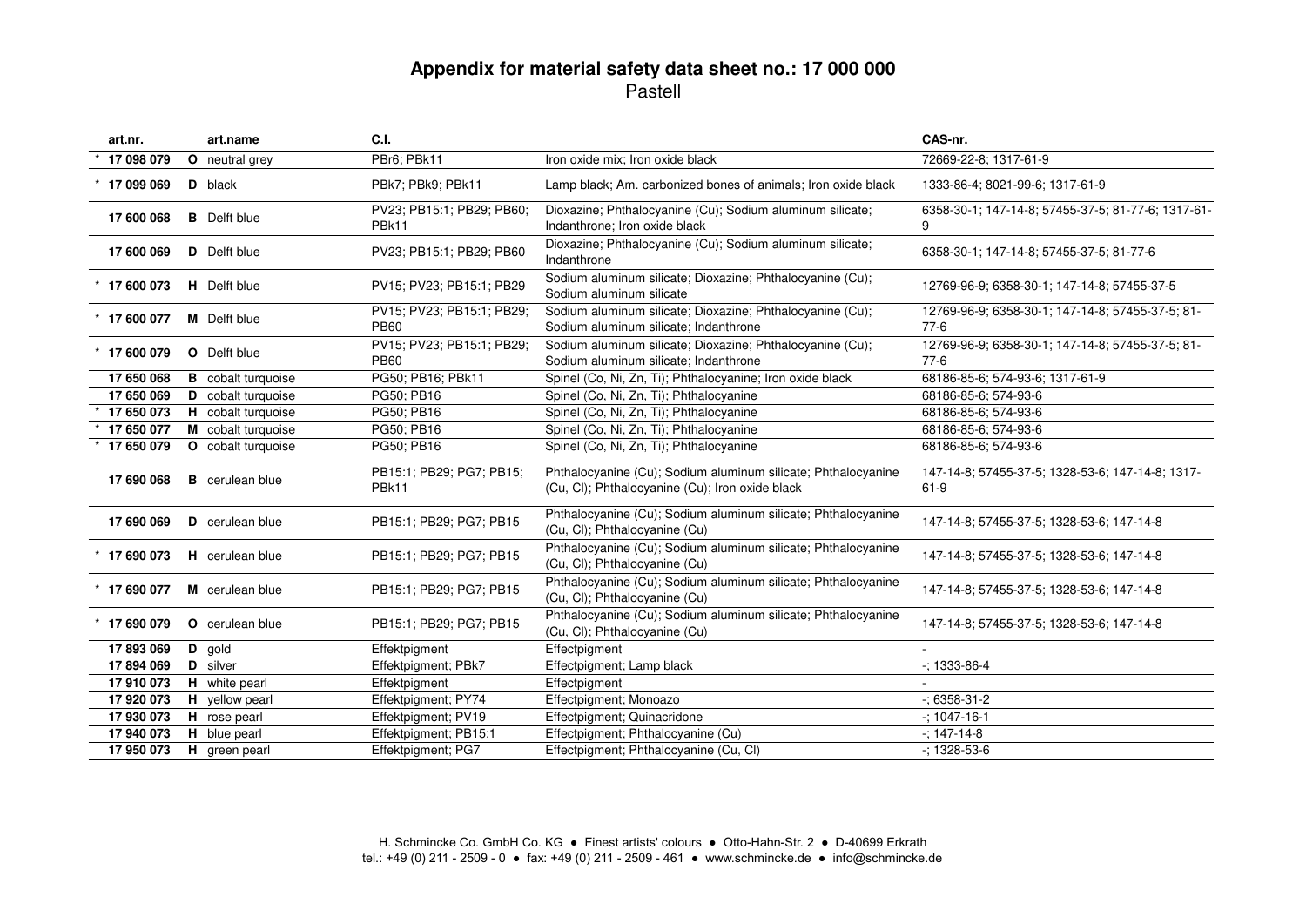# Appendix for material safety data sheet no.: 17 000 000

Pastell

| art.nr. | art.name | C.I. | | CAS-nr. |
|---|---|---|---|---|
| * 17 098 079 | **O** neutral grey | PBr6; PBk11 | Iron oxide mix; Iron oxide black | 72669-22-8; 1317-61-9 |
| * 17 099 069 | **D** black | PBk7; PBk9; PBk11 | Lamp black; Am. carbonized bones of animals; Iron oxide black | 1333-86-4; 8021-99-6; 1317-61-9 |
| 17 600 068 | **B** Delft blue | PV23; PB15:1; PB29; PB60; PBk11 | Dioxazine; Phthalocyanine (Cu); Sodium aluminum silicate; Indanthrone; Iron oxide black | 6358-30-1; 147-14-8; 57455-37-5; 81-77-6; 1317-61-9 |
| 17 600 069 | **D** Delft blue | PV23; PB15:1; PB29; PB60 | Dioxazine; Phthalocyanine (Cu); Sodium aluminum silicate; Indanthrone | 6358-30-1; 147-14-8; 57455-37-5; 81-77-6 |
| * 17 600 073 | **H** Delft blue | PV15; PV23; PB15:1; PB29 | Sodium aluminum silicate; Dioxazine; Phthalocyanine (Cu); Sodium aluminum silicate | 12769-96-9; 6358-30-1; 147-14-8; 57455-37-5 |
| * 17 600 077 | **M** Delft blue | PV15; PV23; PB15:1; PB29; PB60 | Sodium aluminum silicate; Dioxazine; Phthalocyanine (Cu); Sodium aluminum silicate; Indanthrone | 12769-96-9; 6358-30-1; 147-14-8; 57455-37-5; 81-77-6 |
| * 17 600 079 | **O** Delft blue | PV15; PV23; PB15:1; PB29; PB60 | Sodium aluminum silicate; Dioxazine; Phthalocyanine (Cu); Sodium aluminum silicate; Indanthrone | 12769-96-9; 6358-30-1; 147-14-8; 57455-37-5; 81-77-6 |
| 17 650 068 | **B** cobalt turquoise | PG50; PB16; PBk11 | Spinel (Co, Ni, Zn, Ti); Phthalocyanine; Iron oxide black | 68186-85-6; 574-93-6; 1317-61-9 |
| 17 650 069 | **D** cobalt turquoise | PG50; PB16 | Spinel (Co, Ni, Zn, Ti); Phthalocyanine | 68186-85-6; 574-93-6 |
| * 17 650 073 | **H** cobalt turquoise | PG50; PB16 | Spinel (Co, Ni, Zn, Ti); Phthalocyanine | 68186-85-6; 574-93-6 |
| * 17 650 077 | **M** cobalt turquoise | PG50; PB16 | Spinel (Co, Ni, Zn, Ti); Phthalocyanine | 68186-85-6; 574-93-6 |
| * 17 650 079 | **O** cobalt turquoise | PG50; PB16 | Spinel (Co, Ni, Zn, Ti); Phthalocyanine | 68186-85-6; 574-93-6 |
| 17 690 068 | **B** cerulean blue | PB15:1; PB29; PG7; PB15; PBk11 | Phthalocyanine (Cu); Sodium aluminum silicate; Phthalocyanine (Cu, Cl); Phthalocyanine (Cu); Iron oxide black | 147-14-8; 57455-37-5; 1328-53-6; 147-14-8; 1317-61-9 |
| 17 690 069 | **D** cerulean blue | PB15:1; PB29; PG7; PB15 | Phthalocyanine (Cu); Sodium aluminum silicate; Phthalocyanine (Cu, Cl); Phthalocyanine (Cu) | 147-14-8; 57455-37-5; 1328-53-6; 147-14-8 |
| * 17 690 073 | **H** cerulean blue | PB15:1; PB29; PG7; PB15 | Phthalocyanine (Cu); Sodium aluminum silicate; Phthalocyanine (Cu, Cl); Phthalocyanine (Cu) | 147-14-8; 57455-37-5; 1328-53-6; 147-14-8 |
| * 17 690 077 | **M** cerulean blue | PB15:1; PB29; PG7; PB15 | Phthalocyanine (Cu); Sodium aluminum silicate; Phthalocyanine (Cu, Cl); Phthalocyanine (Cu) | 147-14-8; 57455-37-5; 1328-53-6; 147-14-8 |
| * 17 690 079 | **O** cerulean blue | PB15:1; PB29; PG7; PB15 | Phthalocyanine (Cu); Sodium aluminum silicate; Phthalocyanine (Cu, Cl); Phthalocyanine (Cu) | 147-14-8; 57455-37-5; 1328-53-6; 147-14-8 |
| 17 893 069 | **D** gold | Effektpigment | Effectpigment | - |
| 17 894 069 | **D** silver | Effektpigment; PBk7 | Effectpigment; Lamp black | -; 1333-86-4 |
| 17 910 073 | **H** white pearl | Effektpigment | Effectpigment | - |
| 17 920 073 | **H** yellow pearl | Effektpigment; PY74 | Effectpigment; Monoazo | -; 6358-31-2 |
| 17 930 073 | **H** rose pearl | Effektpigment; PV19 | Effectpigment; Quinacridone | -; 1047-16-1 |
| 17 940 073 | **H** blue pearl | Effektpigment; PB15:1 | Effectpigment; Phthalocyanine (Cu) | -; 147-14-8 |
| 17 950 073 | **H** green pearl | Effektpigment; PG7 | Effectpigment; Phthalocyanine (Cu, Cl) | -; 1328-53-6 |

H. Schmincke Co. GmbH Co. KG ● Finest artists' colours ● Otto-Hahn-Str. 2 ● D-40699 Erkrath
tel.: +49 (0) 211 - 2509 - 0 ● fax: +49 (0) 211 - 2509 - 461 ● www.schmincke.de ● info@schmincke.de